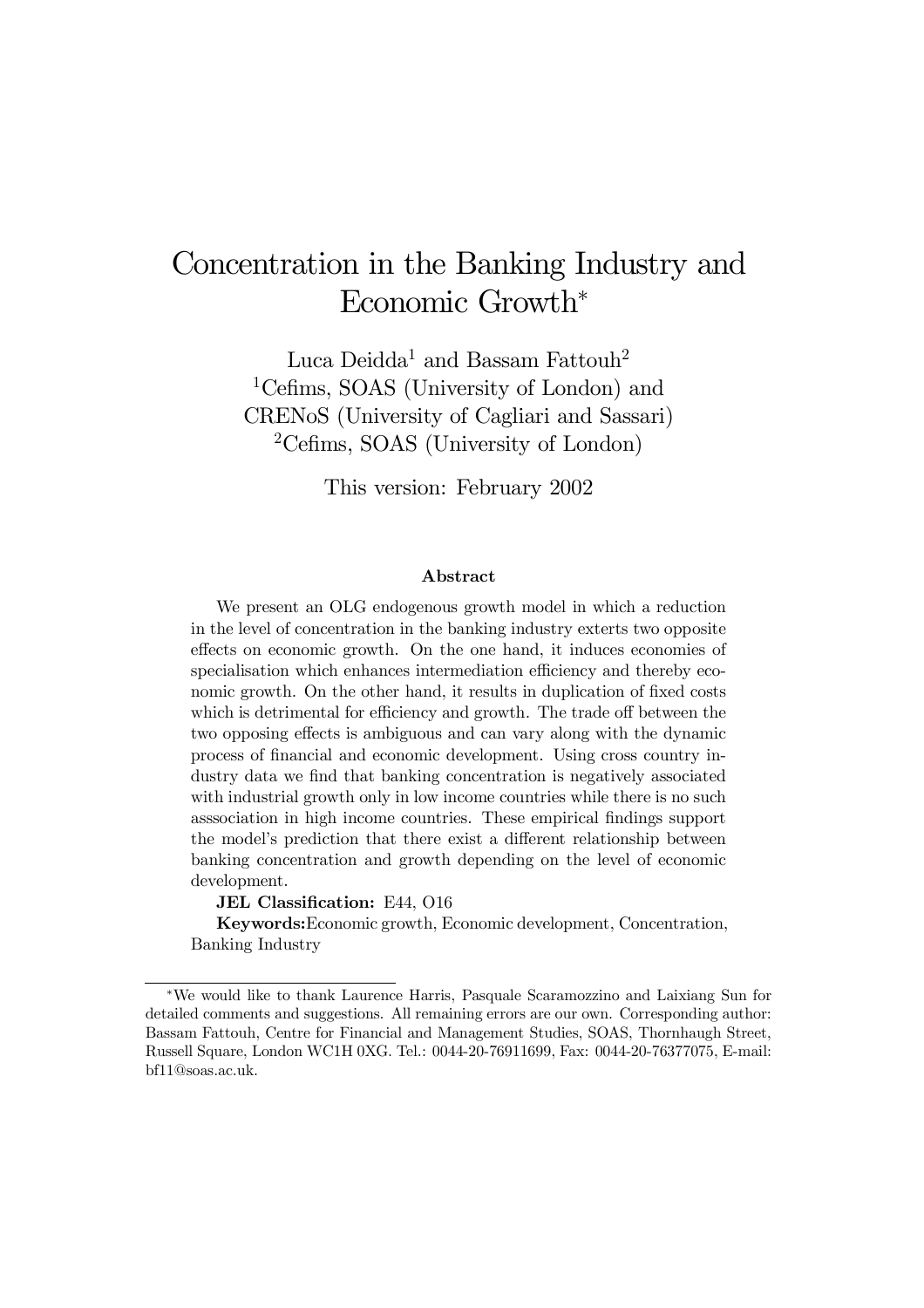# Concentration in the Banking Industry and Economic Growth*

Luca Deidda[1] and Bassam Fattouh[2]

[1]Cefims, SOAS (University of London) and CRENoS (University of Cagliari and Sassari)

[2]Cefims, SOAS (University of London)

This version: February 2002

### Abstract

We present an OLG endogenous growth model in which a reduction in the level of concentration in the banking industry exterts two opposite effects on economic growth. On the one hand, it induces economies of specialisation which enhances intermediation efficiency and thereby economic growth. On the other hand, it results in duplication of fixed costs which is detrimental for efficiency and growth. The trade off between the two opposing effects is ambiguous and can vary along with the dynamic process of financial and economic development. Using cross country industry data we find that banking concentration is negatively associated with industrial growth only in low income countries while there is no such asssociation in high income countries. These empirical findings support the model's prediction that there exist a different relationship between banking concentration and growth depending on the level of economic development.

**JEL Classification:** E44, O16

**Keywords:** Economic growth, Economic development, Concentration, Banking Industry

---

*We would like to thank Laurence Harris, Pasquale Scaramozzino and Laixiang Sun for detailed comments and suggestions. All remaining errors are our own. Corresponding author: Bassam Fattouh, Centre for Financial and Management Studies, SOAS, Thornhaugh Street, Russell Square, London WC1H 0XG. Tel.: 0044-20-76911699, Fax: 0044-20-76377075, E-mail: bf11@soas.ac.uk.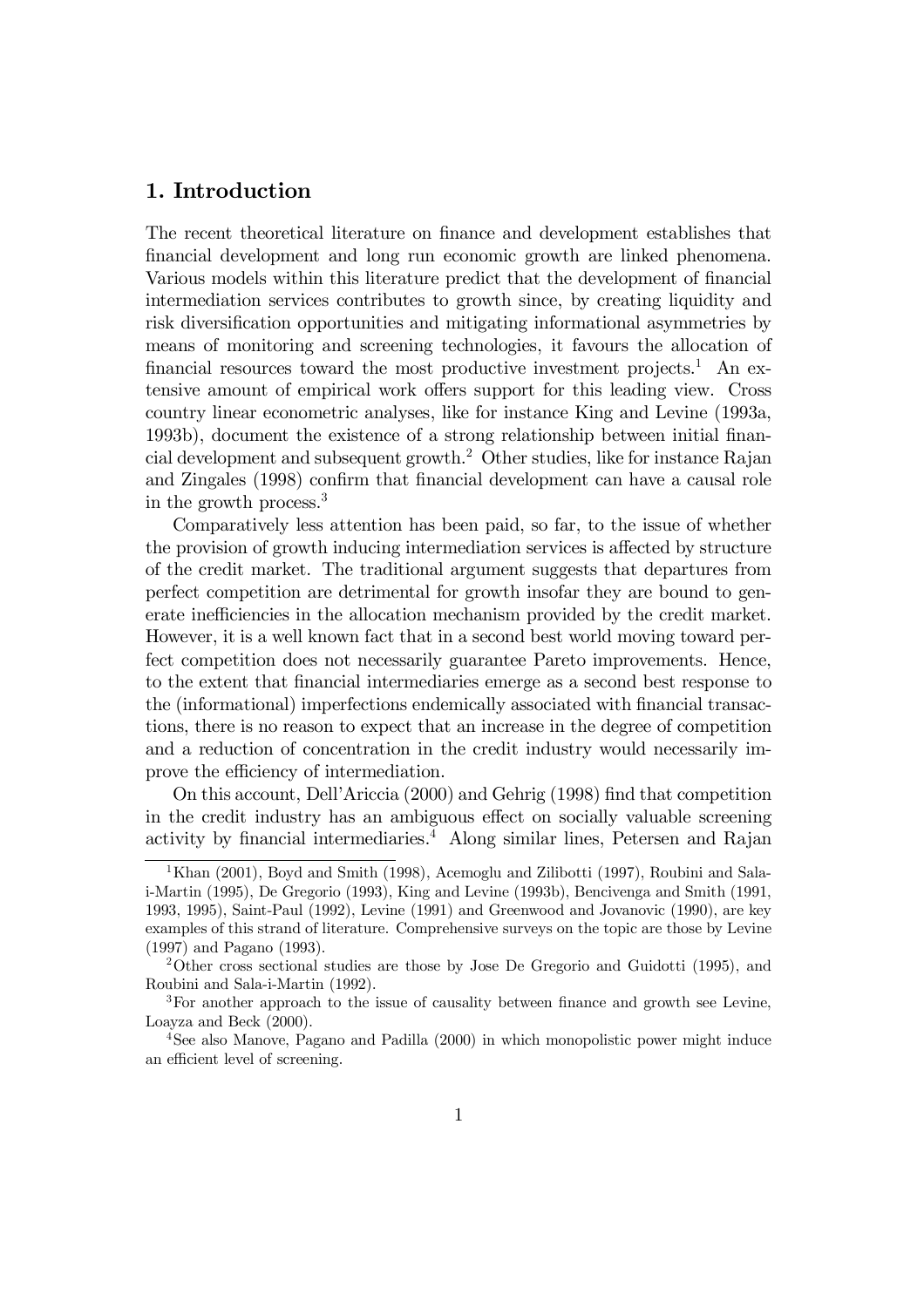## 1. Introduction

The recent theoretical literature on finance and development establishes that financial development and long run economic growth are linked phenomena. Various models within this literature predict that the development of financial intermediation services contributes to growth since, by creating liquidity and risk diversification opportunities and mitigating informational asymmetries by means of monitoring and screening technologies, it favours the allocation of financial resources toward the most productive investment projects.[1] An extensive amount of empirical work offers support for this leading view. Cross country linear econometric analyses, like for instance King and Levine (1993a, 1993b), document the existence of a strong relationship between initial financial development and subsequent growth.[2] Other studies, like for instance Rajan and Zingales (1998) confirm that financial development can have a causal role in the growth process.[3]

Comparatively less attention has been paid, so far, to the issue of whether the provision of growth inducing intermediation services is affected by structure of the credit market. The traditional argument suggests that departures from perfect competition are detrimental for growth insofar they are bound to generate inefficiencies in the allocation mechanism provided by the credit market. However, it is a well known fact that in a second best world moving toward perfect competition does not necessarily guarantee Pareto improvements. Hence, to the extent that financial intermediaries emerge as a second best response to the (informational) imperfections endemically associated with financial transactions, there is no reason to expect that an increase in the degree of competition and a reduction of concentration in the credit industry would necessarily improve the efficiency of intermediation.

On this account, Dell'Ariccia (2000) and Gehrig (1998) find that competition in the credit industry has an ambiguous effect on socially valuable screening activity by financial intermediaries.[4] Along similar lines, Petersen and Rajan

---

[1] Khan (2001), Boyd and Smith (1998), Acemoglu and Zilibotti (1997), Roubini and Sala-i-Martin (1995), De Gregorio (1993), King and Levine (1993b), Bencivenga and Smith (1991, 1993, 1995), Saint-Paul (1992), Levine (1991) and Greenwood and Jovanovic (1990), are key examples of this strand of literature. Comprehensive surveys on the topic are those by Levine (1997) and Pagano (1993).

[2] Other cross sectional studies are those by Jose De Gregorio and Guidotti (1995), and Roubini and Sala-i-Martin (1992).

[3] For another approach to the issue of causality between finance and growth see Levine, Loayza and Beck (2000).

[4] See also Manove, Pagano and Padilla (2000) in which monopolistic power might induce an efficient level of screening.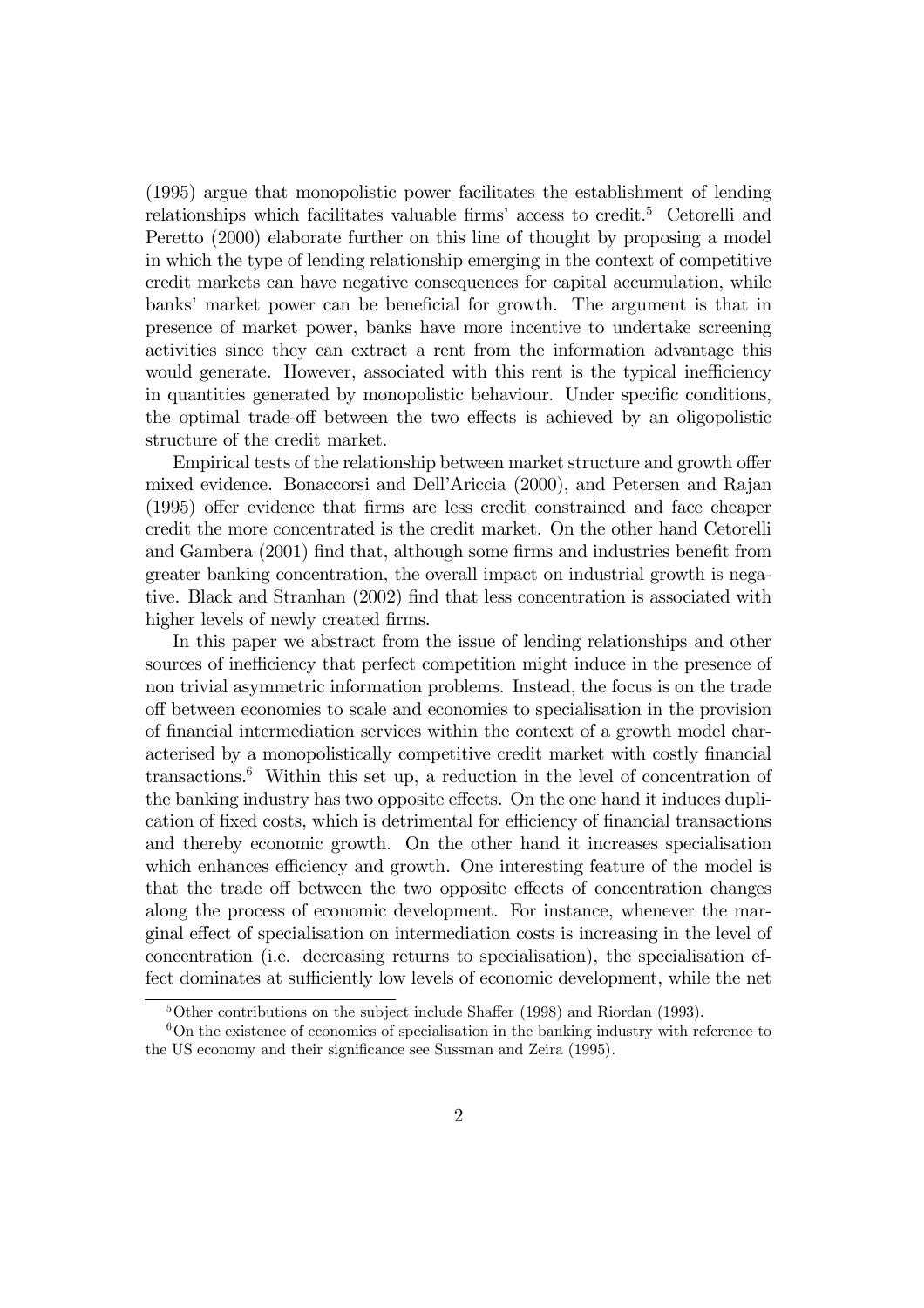(1995) argue that monopolistic power facilitates the establishment of lending relationships which facilitates valuable firms' access to credit.[5] Cetorelli and Peretto (2000) elaborate further on this line of thought by proposing a model in which the type of lending relationship emerging in the context of competitive credit markets can have negative consequences for capital accumulation, while banks' market power can be beneficial for growth. The argument is that in presence of market power, banks have more incentive to undertake screening activities since they can extract a rent from the information advantage this would generate. However, associated with this rent is the typical inefficiency in quantities generated by monopolistic behaviour. Under specific conditions, the optimal trade-off between the two effects is achieved by an oligopolistic structure of the credit market.

Empirical tests of the relationship between market structure and growth offer mixed evidence. Bonaccorsi and Dell'Ariccia (2000), and Petersen and Rajan (1995) offer evidence that firms are less credit constrained and face cheaper credit the more concentrated is the credit market. On the other hand Cetorelli and Gambera (2001) find that, although some firms and industries benefit from greater banking concentration, the overall impact on industrial growth is negative. Black and Stranhan (2002) find that less concentration is associated with higher levels of newly created firms.

In this paper we abstract from the issue of lending relationships and other sources of inefficiency that perfect competition might induce in the presence of non trivial asymmetric information problems. Instead, the focus is on the trade off between economies to scale and economies to specialisation in the provision of financial intermediation services within the context of a growth model characterised by a monopolistically competitive credit market with costly financial transactions.[6] Within this set up, a reduction in the level of concentration of the banking industry has two opposite effects. On the one hand it induces duplication of fixed costs, which is detrimental for efficiency of financial transactions and thereby economic growth. On the other hand it increases specialisation which enhances efficiency and growth. One interesting feature of the model is that the trade off between the two opposite effects of concentration changes along the process of economic development. For instance, whenever the marginal effect of specialisation on intermediation costs is increasing in the level of concentration (i.e. decreasing returns to specialisation), the specialisation effect dominates at sufficiently low levels of economic development, while the net

[5] Other contributions on the subject include Shaffer (1998) and Riordan (1993).

[6] On the existence of economies of specialisation in the banking industry with reference to the US economy and their significance see Sussman and Zeira (1995).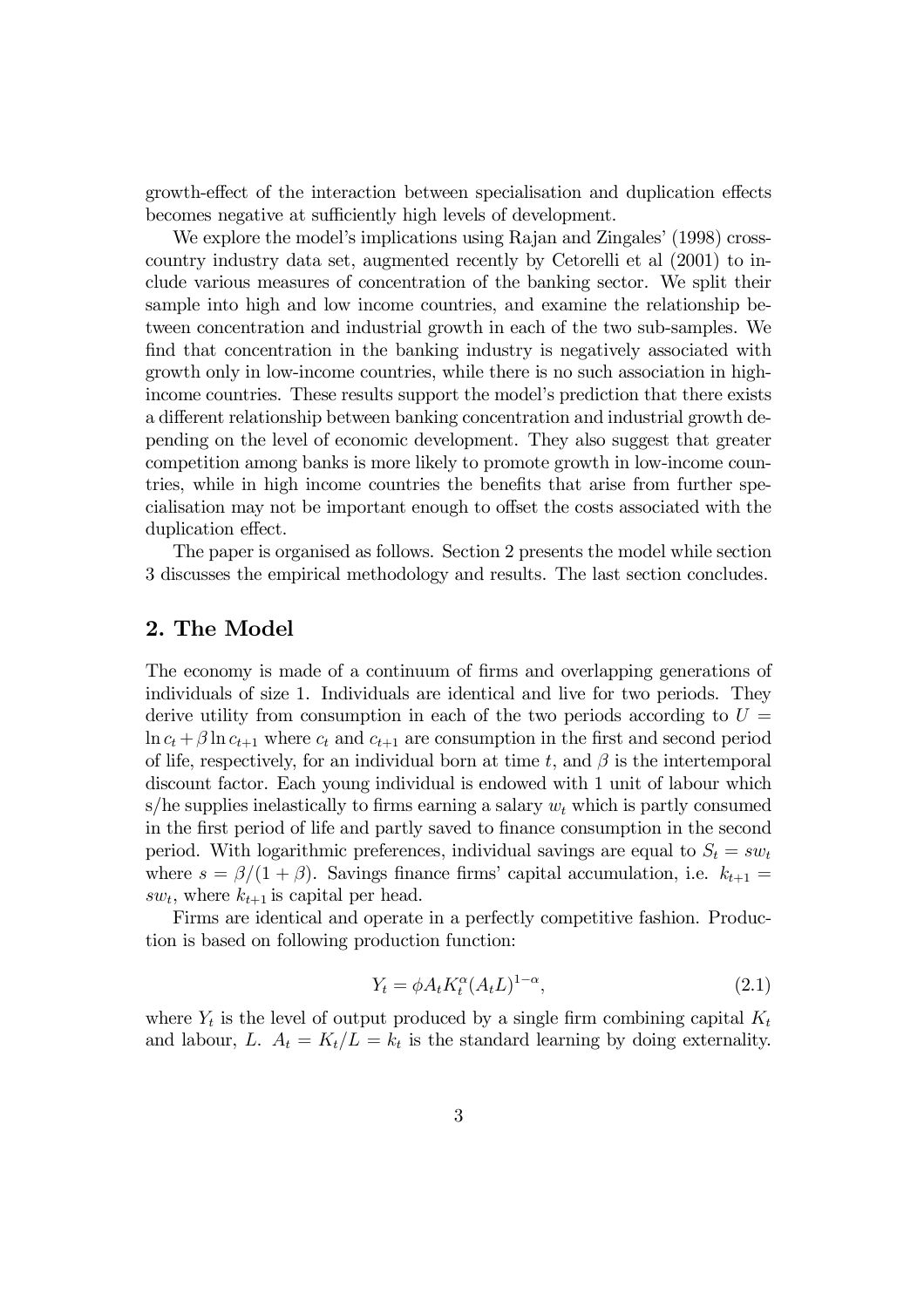growth-effect of the interaction between specialisation and duplication effects becomes negative at sufficiently high levels of development.

We explore the model's implications using Rajan and Zingales' (1998) cross-country industry data set, augmented recently by Cetorelli et al (2001) to include various measures of concentration of the banking sector. We split their sample into high and low income countries, and examine the relationship between concentration and industrial growth in each of the two sub-samples. We find that concentration in the banking industry is negatively associated with growth only in low-income countries, while there is no such association in high-income countries. These results support the model's prediction that there exists a different relationship between banking concentration and industrial growth depending on the level of economic development. They also suggest that greater competition among banks is more likely to promote growth in low-income countries, while in high income countries the benefits that arise from further specialisation may not be important enough to offset the costs associated with the duplication effect.

The paper is organised as follows. Section 2 presents the model while section 3 discusses the empirical methodology and results. The last section concludes.

## 2. The Model

The economy is made of a continuum of firms and overlapping generations of individuals of size 1. Individuals are identical and live for two periods. They derive utility from consumption in each of the two periods according to $U = \ln c_t + \beta \ln c_{t+1}$ where $c_t$ and $c_{t+1}$ are consumption in the first and second period of life, respectively, for an individual born at time $t$, and $\beta$ is the intertemporal discount factor. Each young individual is endowed with 1 unit of labour which s/he supplies inelastically to firms earning a salary $w_t$ which is partly consumed in the first period of life and partly saved to finance consumption in the second period. With logarithmic preferences, individual savings are equal to $S_t = sw_t$ where $s = \beta/(1+\beta)$. Savings finance firms' capital accumulation, i.e. $k_{t+1} = sw_t$, where $k_{t+1}$ is capital per head.

Firms are identical and operate in a perfectly competitive fashion. Production is based on following production function:

$$Y_t = \phi A_t K_t^{\alpha} (A_t L)^{1-\alpha}, \tag{2.1}$$

where $Y_t$ is the level of output produced by a single firm combining capital $K_t$ and labour, $L$. $A_t = K_t/L = k_t$ is the standard learning by doing externality.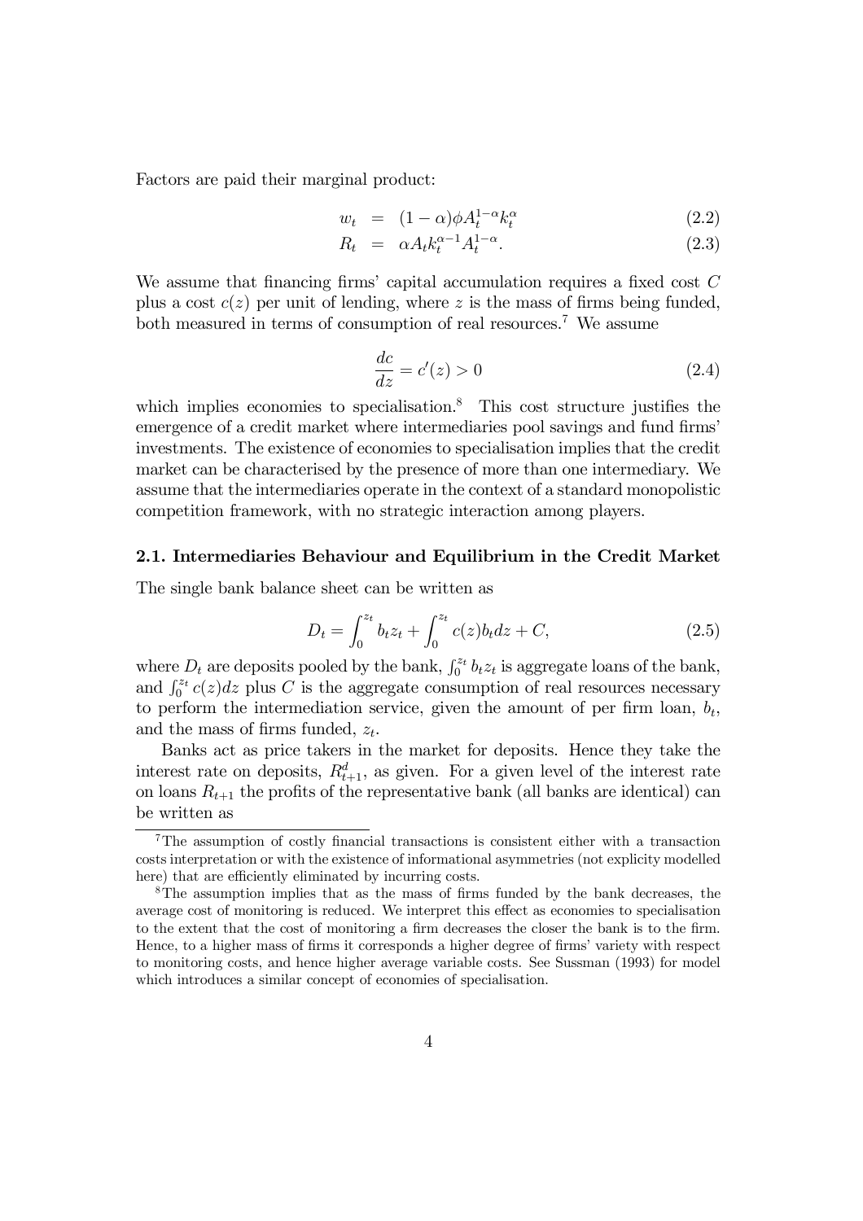Factors are paid their marginal product:

$$
\begin{aligned}
w_t &= (1-\alpha)\phi A_t^{1-\alpha} k_t^{\alpha} && (2.2) \\
R_t &= \alpha A_t k_t^{\alpha-1} A_t^{1-\alpha}. && (2.3)
\end{aligned}
$$

We assume that financing firms' capital accumulation requires a fixed cost $C$ plus a cost $c(z)$ per unit of lending, where $z$ is the mass of firms being funded, both measured in terms of consumption of real resources.[7] We assume

$$
\frac{dc}{dz} = c'(z) > 0 \tag{2.4}
$$

which implies economies to specialisation.[8] This cost structure justifies the emergence of a credit market where intermediaries pool savings and fund firms' investments. The existence of economies to specialisation implies that the credit market can be characterised by the presence of more than one intermediary. We assume that the intermediaries operate in the context of a standard monopolistic competition framework, with no strategic interaction among players.

### 2.1. Intermediaries Behaviour and Equilibrium in the Credit Market

The single bank balance sheet can be written as

$$
D_t = \int_0^{z_t} b_t z_t + \int_0^{z_t} c(z) b_t dz + C, \tag{2.5}
$$

where $D_t$ are deposits pooled by the bank, $\int_0^{z_t} b_t z_t$ is aggregate loans of the bank, and $\int_0^{z_t} c(z)dz$ plus $C$ is the aggregate consumption of real resources necessary to perform the intermediation service, given the amount of per firm loan, $b_t$, and the mass of firms funded, $z_t$.

Banks act as price takers in the market for deposits. Hence they take the interest rate on deposits, $R_{t+1}^d$, as given. For a given level of the interest rate on loans $R_{t+1}$ the profits of the representative bank (all banks are identical) can be written as

[7] The assumption of costly financial transactions is consistent either with a transaction costs interpretation or with the existence of informational asymmetries (not explicity modelled here) that are efficiently eliminated by incurring costs.

[8] The assumption implies that as the mass of firms funded by the bank decreases, the average cost of monitoring is reduced. We interpret this effect as economies to specialisation to the extent that the cost of monitoring a firm decreases the closer the bank is to the firm. Hence, to a higher mass of firms it corresponds a higher degree of firms' variety with respect to monitoring costs, and hence higher average variable costs. See Sussman (1993) for model which introduces a similar concept of economies of specialisation.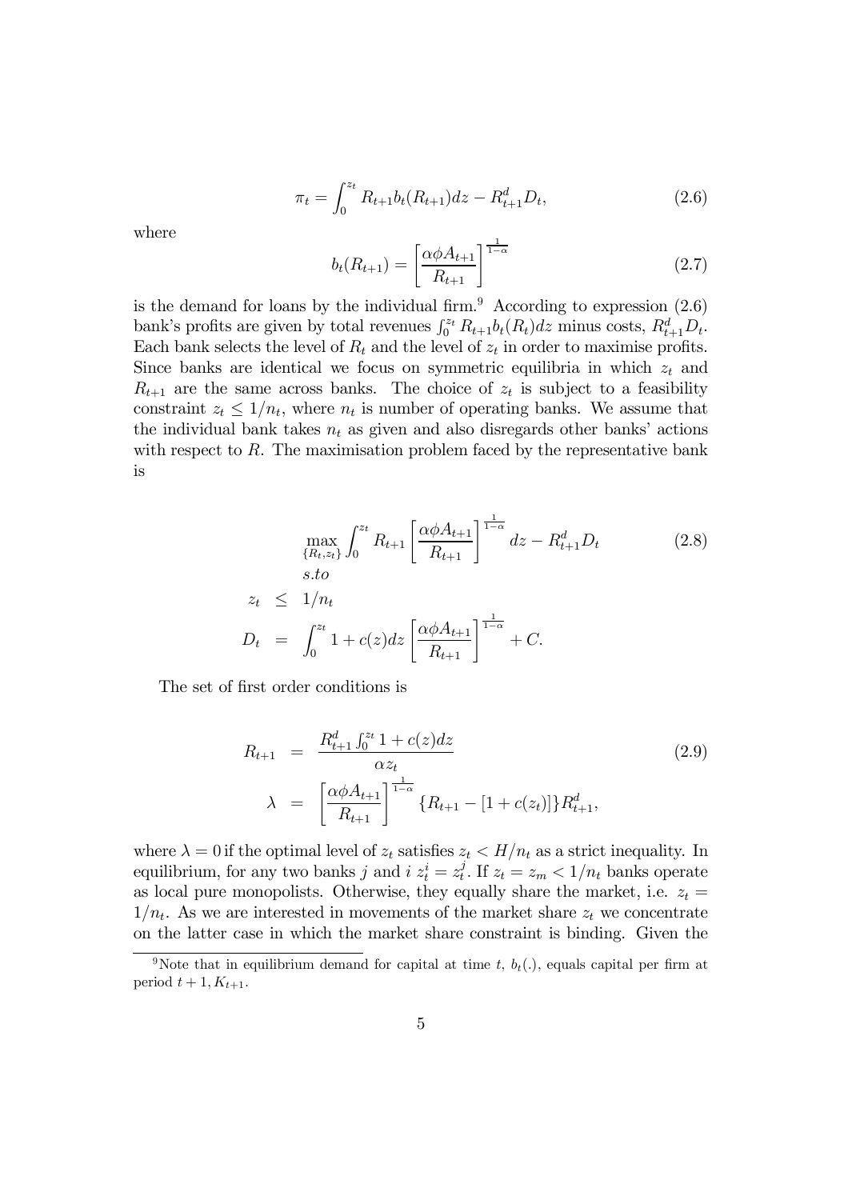$$\pi_t = \int_0^{z_t} R_{t+1} b_t(R_{t+1}) dz - R_{t+1}^d D_t, \tag{2.6}$$

where

$$b_t(R_{t+1}) = \left[ \frac{\alpha \phi A_{t+1}}{R_{t+1}} \right]^{\frac{1}{1-\alpha}} \tag{2.7}$$

is the demand for loans by the individual firm.[9] According to expression (2.6) bank's profits are given by total revenues $\int_0^{z_t} R_{t+1} b_t(R_t) dz$ minus costs, $R_{t+1}^d D_t$. Each bank selects the level of $R_t$ and the level of $z_t$ in order to maximise profits. Since banks are identical we focus on symmetric equilibria in which $z_t$ and $R_{t+1}$ are the same across banks. The choice of $z_t$ is subject to a feasibility constraint $z_t \leq 1/n_t$, where $n_t$ is number of operating banks. We assume that the individual bank takes $n_t$ as given and also disregards other banks' actions with respect to $R$. The maximisation problem faced by the representative bank is

$$\max_{\{R_t, z_t\}} \int_0^{z_t} R_{t+1} \left[ \frac{\alpha \phi A_{t+1}}{R_{t+1}} \right]^{\frac{1}{1-\alpha}} dz - R_{t+1}^d D_t \tag{2.8}$$

$$s.to$$

$$z_t \leq 1/n_t$$

$$D_t = \int_0^{z_t} 1 + c(z) dz \left[ \frac{\alpha \phi A_{t+1}}{R_{t+1}} \right]^{\frac{1}{1-\alpha}} + C.$$

The set of first order conditions is

$$R_{t+1} = \frac{R_{t+1}^d \int_0^{z_t} 1 + c(z) dz}{\alpha z_t} \tag{2.9}$$

$$\lambda = \left[ \frac{\alpha \phi A_{t+1}}{R_{t+1}} \right]^{\frac{1}{1-\alpha}} \{R_{t+1} - [1 + c(z_t)]\} R_{t+1}^d,$$

where $\lambda = 0$ if the optimal level of $z_t$ satisfies $z_t < H/n_t$ as a strict inequality. In equilibrium, for any two banks $j$ and $i$ $z_t^i = z_t^j$. If $z_t = z_m < 1/n_t$ banks operate as local pure monopolists. Otherwise, they equally share the market, i.e. $z_t = 1/n_t$. As we are interested in movements of the market share $z_t$ we concentrate on the latter case in which the market share constraint is binding. Given the

[9] Note that in equilibrium demand for capital at time $t$, $b_t(.)$, equals capital per firm at period $t + 1$, $K_{t+1}$.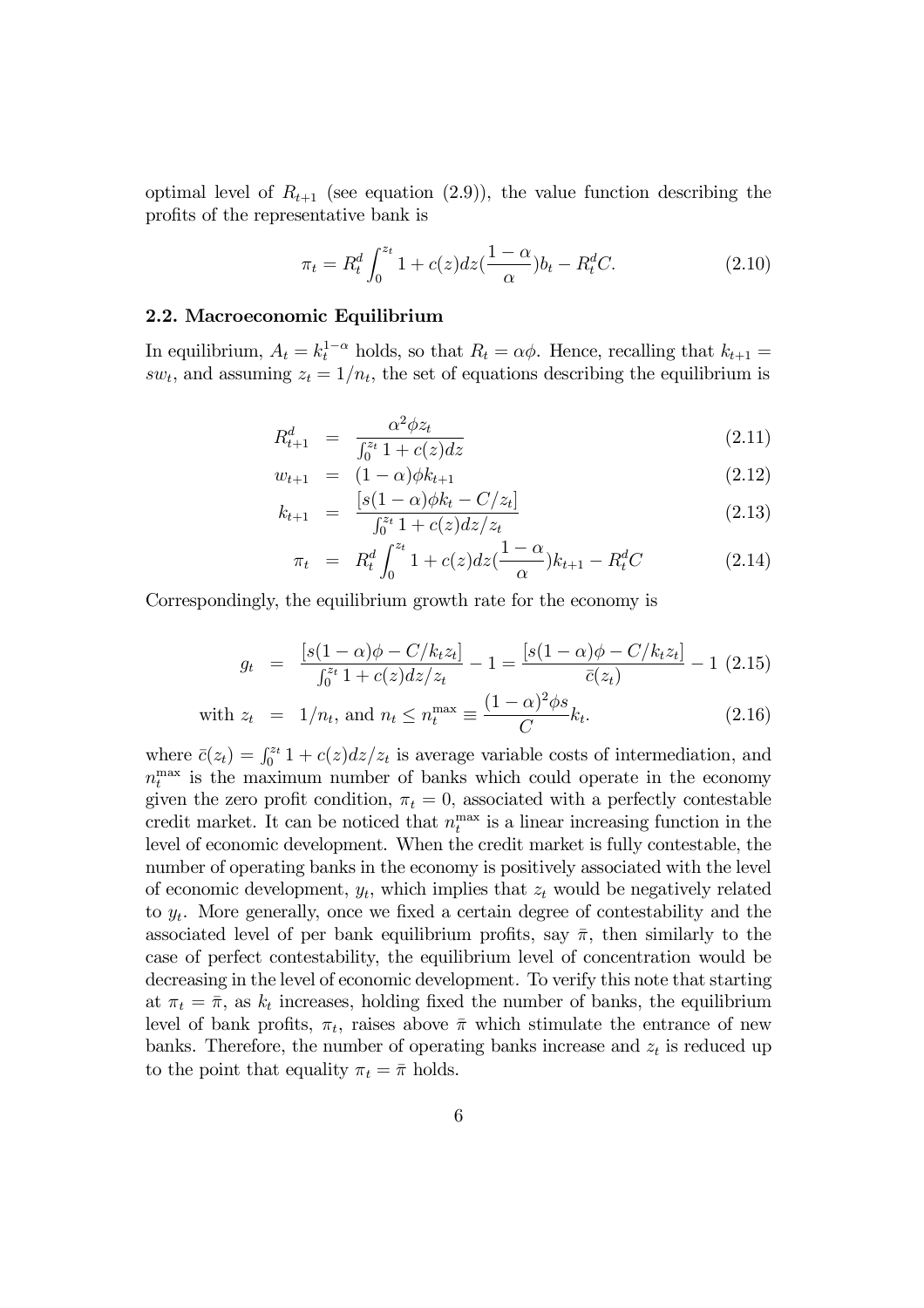optimal level of $R_{t+1}$ (see equation (2.9)), the value function describing the profits of the representative bank is

$$\pi_t = R_t^d \int_0^{z_t} 1 + c(z)dz(\frac{1-\alpha}{\alpha})b_t - R_t^d C. \tag{2.10}$$

### 2.2. Macroeconomic Equilibrium

In equilibrium, $A_t = k_t^{1-\alpha}$ holds, so that $R_t = \alpha\phi$. Hence, recalling that $k_{t+1} = sw_t$, and assuming $z_t = 1/n_t$, the set of equations describing the equilibrium is

$$R_{t+1}^d = \frac{\alpha^2 \phi z_t}{\int_0^{z_t} 1 + c(z)dz} \tag{2.11}$$

$$w_{t+1} = (1-\alpha)\phi k_{t+1} \tag{2.12}$$

$$k_{t+1} = \frac{[s(1-\alpha)\phi k_t - C/z_t]}{\int_0^{z_t} 1 + c(z)dz/z_t} \tag{2.13}$$

$$\pi_t = R_t^d \int_0^{z_t} 1 + c(z)dz(\frac{1-\alpha}{\alpha})k_{t+1} - R_t^d C \tag{2.14}$$

Correspondingly, the equilibrium growth rate for the economy is

$$g_t = \frac{[s(1-\alpha)\phi - C/k_t z_t]}{\int_0^{z_t} 1 + c(z)dz/z_t} - 1 = \frac{[s(1-\alpha)\phi - C/k_t z_t]}{\bar{c}(z_t)} - 1 \tag{2.15}$$

$$\text{with } z_t = 1/n_t, \text{ and } n_t \leq n_t^{\max} \equiv \frac{(1-\alpha)^2 \phi s}{C} k_t. \tag{2.16}$$

where $\bar{c}(z_t) = \int_0^{z_t} 1 + c(z)dz/z_t$ is average variable costs of intermediation, and $n_t^{\max}$ is the maximum number of banks which could operate in the economy given the zero profit condition, $\pi_t = 0$, associated with a perfectly contestable credit market. It can be noticed that $n_t^{\max}$ is a linear increasing function in the level of economic development. When the credit market is fully contestable, the number of operating banks in the economy is positively associated with the level of economic development, $y_t$, which implies that $z_t$ would be negatively related to $y_t$. More generally, once we fixed a certain degree of contestability and the associated level of per bank equilibrium profits, say $\bar{\pi}$, then similarly to the case of perfect contestability, the equilibrium level of concentration would be decreasing in the level of economic development. To verify this note that starting at $\pi_t = \bar{\pi}$, as $k_t$ increases, holding fixed the number of banks, the equilibrium level of bank profits, $\pi_t$, raises above $\bar{\pi}$ which stimulate the entrance of new banks. Therefore, the number of operating banks increase and $z_t$ is reduced up to the point that equality $\pi_t = \bar{\pi}$ holds.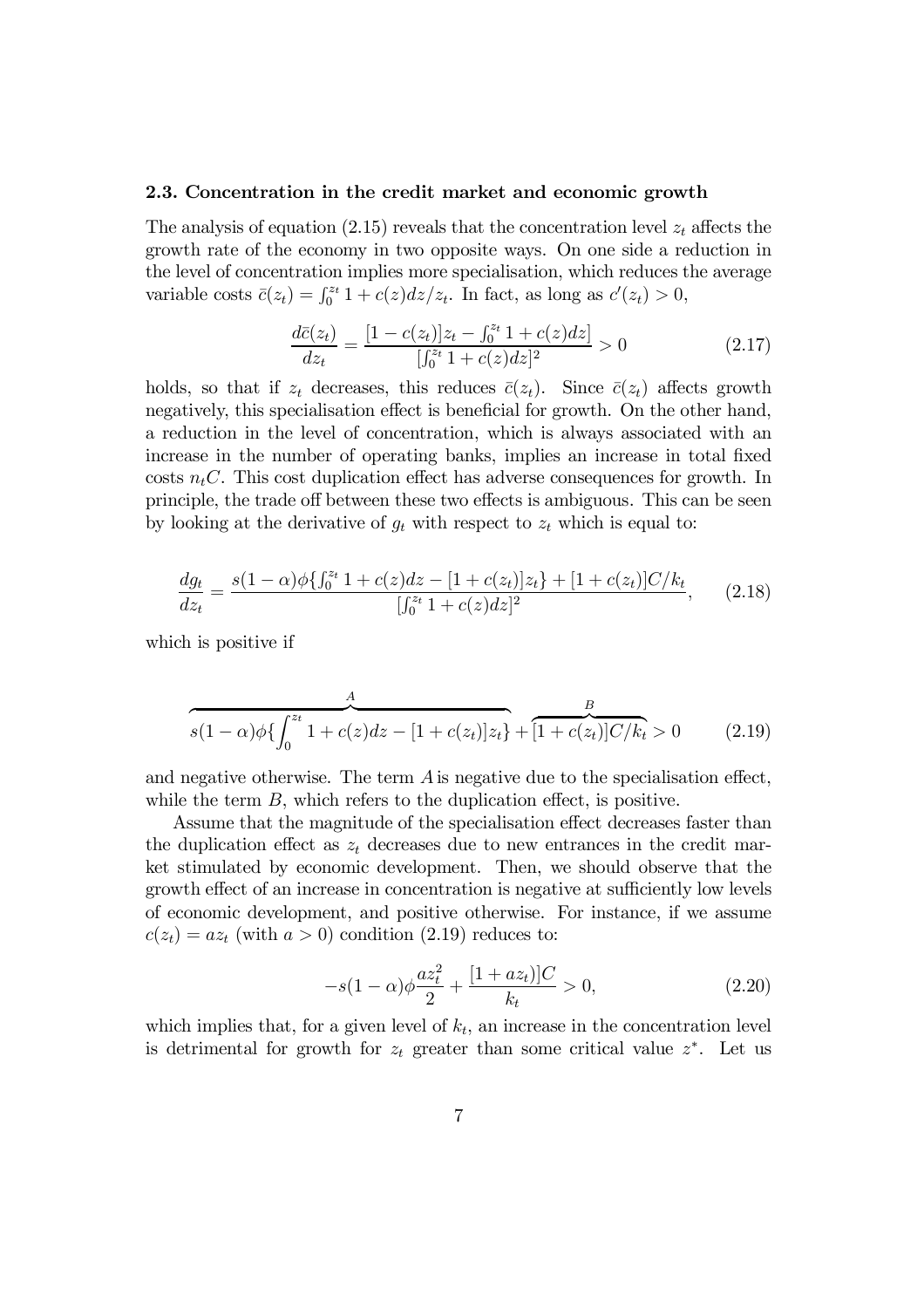### 2.3. Concentration in the credit market and economic growth

The analysis of equation (2.15) reveals that the concentration level $z_t$ affects the growth rate of the economy in two opposite ways. On one side a reduction in the level of concentration implies more specialisation, which reduces the average variable costs $\bar{c}(z_t) = \int_0^{z_t} 1 + c(z)dz/z_t$. In fact, as long as $c'(z_t) > 0$,

$$\frac{d\bar{c}(z_t)}{dz_t} = \frac{[1 - c(z_t)]z_t - \int_0^{z_t} 1 + c(z)dz}{[\int_0^{z_t} 1 + c(z)dz]^2} > 0 \tag{2.17}$$

holds, so that if $z_t$ decreases, this reduces $\bar{c}(z_t)$. Since $\bar{c}(z_t)$ affects growth negatively, this specialisation effect is beneficial for growth. On the other hand, a reduction in the level of concentration, which is always associated with an increase in the number of operating banks, implies an increase in total fixed costs $n_t C$. This cost duplication effect has adverse consequences for growth. In principle, the trade off between these two effects is ambiguous. This can be seen by looking at the derivative of $g_t$ with respect to $z_t$ which is equal to:

$$\frac{dg_t}{dz_t} = \frac{s(1-\alpha)\phi\{\int_0^{z_t} 1 + c(z)dz - [1 + c(z_t)]z_t\} + [1 + c(z_t)]C/k_t}{[\int_0^{z_t} 1 + c(z)dz]^2}, \tag{2.18}$$

which is positive if

$$\overbrace{s(1-\alpha)\phi\{\int_0^{z_t} 1 + c(z)dz - [1 + c(z_t)]z_t\}}^{A} + \overbrace{[1 + c(z_t)]C/k_t}^{B} > 0 \tag{2.19}$$

and negative otherwise. The term $A$ is negative due to the specialisation effect, while the term $B$, which refers to the duplication effect, is positive.

Assume that the magnitude of the specialisation effect decreases faster than the duplication effect as $z_t$ decreases due to new entrances in the credit market stimulated by economic development. Then, we should observe that the growth effect of an increase in concentration is negative at sufficiently low levels of economic development, and positive otherwise. For instance, if we assume $c(z_t) = az_t$ (with $a > 0$) condition (2.19) reduces to:

$$-s(1-\alpha)\phi\frac{az_t^2}{2} + \frac{[1 + az_t)]C}{k_t} > 0, \tag{2.20}$$

which implies that, for a given level of $k_t$, an increase in the concentration level is detrimental for growth for $z_t$ greater than some critical value $z^*$. Let us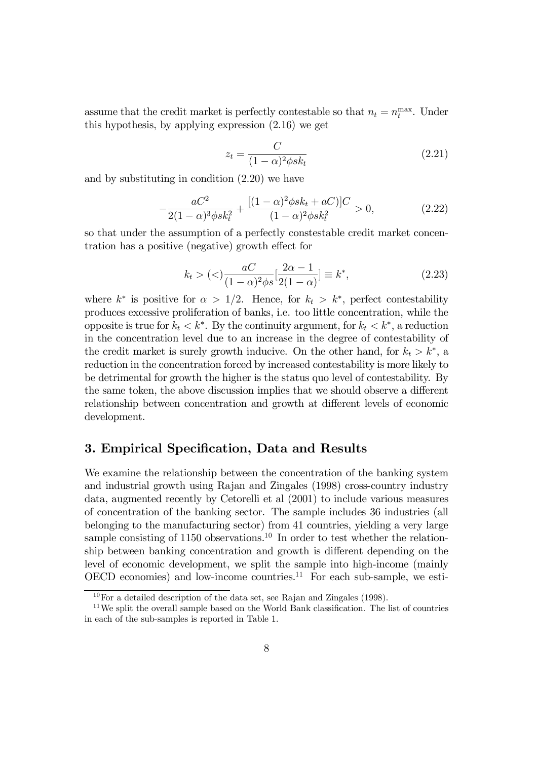assume that the credit market is perfectly contestable so that $n_t = n_t^{\max}$. Under this hypothesis, by applying expression (2.16) we get

$$z_t = \frac{C}{(1-\alpha)^2 \phi s k_t} \tag{2.21}$$

and by substituting in condition (2.20) we have

$$-\frac{aC^2}{2(1-\alpha)^3 \phi s k_t^2} + \frac{[(1-\alpha)^2 \phi s k_t + aC)]C}{(1-\alpha)^2 \phi s k_t^2} > 0, \tag{2.22}$$

so that under the assumption of a perfectly constestable credit market concentration has a positive (negative) growth effect for

$$k_t > (<) \frac{aC}{(1-\alpha)^2 \phi s} [\frac{2\alpha - 1}{2(1-\alpha)}] \equiv k^*, \tag{2.23}$$

where $k^*$ is positive for $\alpha > 1/2$. Hence, for $k_t > k^*$, perfect contestability produces excessive proliferation of banks, i.e. too little concentration, while the opposite is true for $k_t < k^*$. By the continuity argument, for $k_t < k^*$, a reduction in the concentration level due to an increase in the degree of contestability of the credit market is surely growth inducive. On the other hand, for $k_t > k^*$, a reduction in the concentration forced by increased contestability is more likely to be detrimental for growth the higher is the status quo level of contestability. By the same token, the above discussion implies that we should observe a different relationship between concentration and growth at different levels of economic development.

## 3. Empirical Specification, Data and Results

We examine the relationship between the concentration of the banking system and industrial growth using Rajan and Zingales (1998) cross-country industry data, augmented recently by Cetorelli et al (2001) to include various measures of concentration of the banking sector. The sample includes 36 industries (all belonging to the manufacturing sector) from 41 countries, yielding a very large sample consisting of 1150 observations.[10] In order to test whether the relationship between banking concentration and growth is different depending on the level of economic development, we split the sample into high-income (mainly OECD economies) and low-income countries.[11] For each sub-sample, we esti-

[10] For a detailed description of the data set, see Rajan and Zingales (1998).

[11] We split the overall sample based on the World Bank classification. The list of countries in each of the sub-samples is reported in Table 1.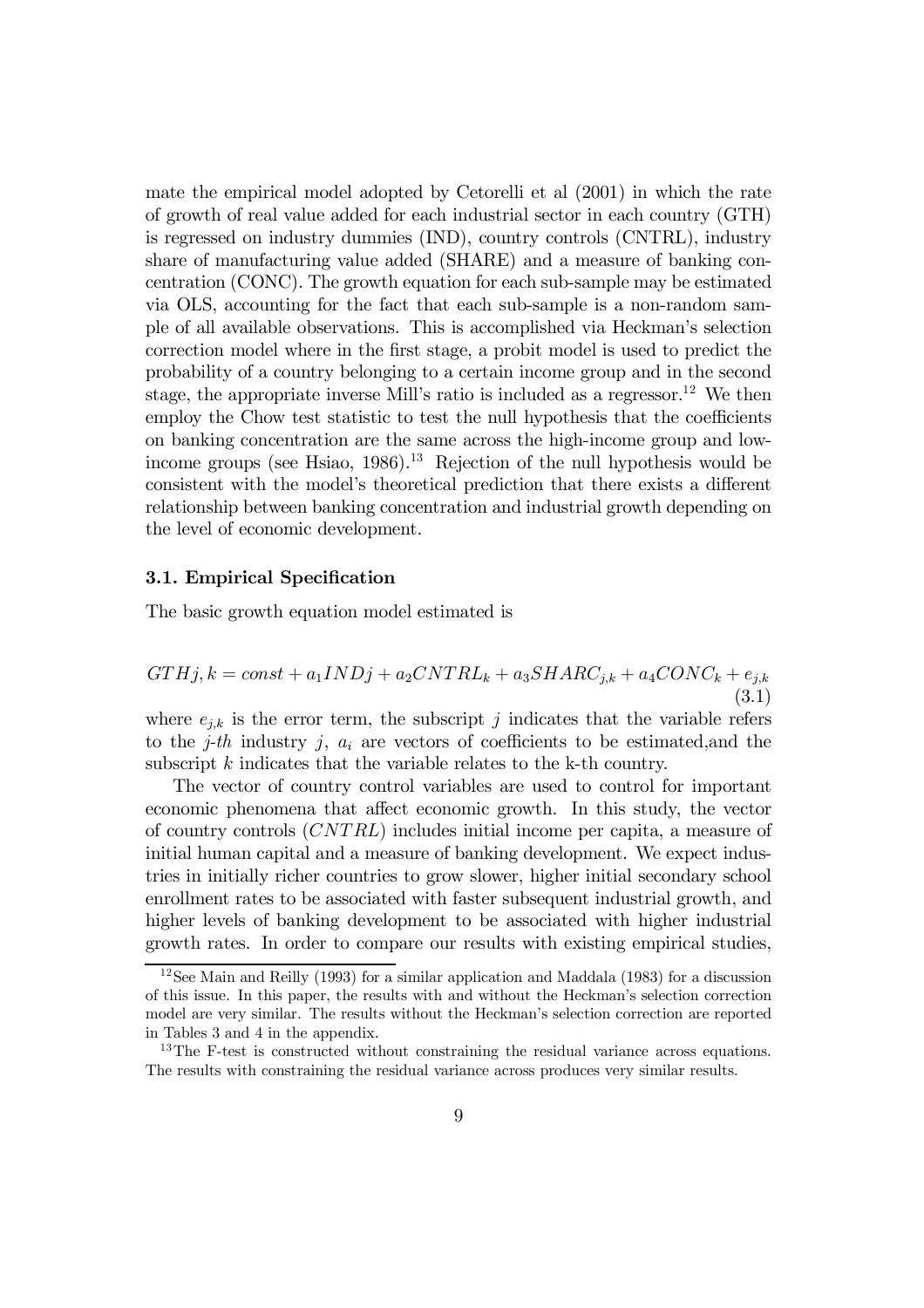mate the empirical model adopted by Cetorelli et al (2001) in which the rate of growth of real value added for each industrial sector in each country (GTH) is regressed on industry dummies (IND), country controls (CNTRL), industry share of manufacturing value added (SHARE) and a measure of banking concentration (CONC). The growth equation for each sub-sample may be estimated via OLS, accounting for the fact that each sub-sample is a non-random sample of all available observations. This is accomplished via Heckman's selection correction model where in the first stage, a probit model is used to predict the probability of a country belonging to a certain income group and in the second stage, the appropriate inverse Mill's ratio is included as a regressor.[12] We then employ the Chow test statistic to test the null hypothesis that the coefficients on banking concentration are the same across the high-income group and low-income groups (see Hsiao, 1986).[13] Rejection of the null hypothesis would be consistent with the model's theoretical prediction that there exists a different relationship between banking concentration and industrial growth depending on the level of economic development.

### 3.1. Empirical Specification

The basic growth equation model estimated is

$$GTHj,k = const + a_1INDj + a_2CNTRL_k + a_3SHARC_{j,k} + a_4CONC_k + e_{j,k} \tag{3.1}$$

where $e_{j,k}$ is the error term, the subscript $j$ indicates that the variable refers to the $j$-$th$ industry $j$, $a_i$ are vectors of coefficients to be estimated,and the subscript $k$ indicates that the variable relates to the k-th country.

The vector of country control variables are used to control for important economic phenomena that affect economic growth. In this study, the vector of country controls ($CNTRL$) includes initial income per capita, a measure of initial human capital and a measure of banking development. We expect industries in initially richer countries to grow slower, higher initial secondary school enrollment rates to be associated with faster subsequent industrial growth, and higher levels of banking development to be associated with higher industrial growth rates. In order to compare our results with existing empirical studies,

[12] See Main and Reilly (1993) for a similar application and Maddala (1983) for a discussion of this issue. In this paper, the results with and without the Heckman's selection correction model are very similar. The results without the Heckman's selection correction are reported in Tables 3 and 4 in the appendix.

[13] The F-test is constructed without constraining the residual variance across equations. The results with constraining the residual variance across produces very similar results.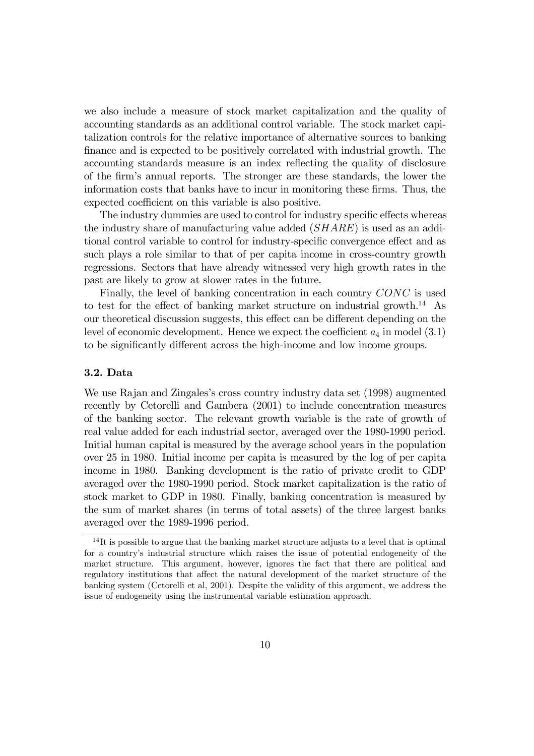we also include a measure of stock market capitalization and the quality of accounting standards as an additional control variable. The stock market capitalization controls for the relative importance of alternative sources to banking finance and is expected to be positively correlated with industrial growth. The accounting standards measure is an index reflecting the quality of disclosure of the firm's annual reports. The stronger are these standards, the lower the information costs that banks have to incur in monitoring these firms. Thus, the expected coefficient on this variable is also positive.

The industry dummies are used to control for industry specific effects whereas the industry share of manufacturing value added ($SHARE$) is used as an additional control variable to control for industry-specific convergence effect and as such plays a role similar to that of per capita income in cross-country growth regressions. Sectors that have already witnessed very high growth rates in the past are likely to grow at slower rates in the future.

Finally, the level of banking concentration in each country $CONC$ is used to test for the effect of banking market structure on industrial growth.[14] As our theoretical discussion suggests, this effect can be different depending on the level of economic development. Hence we expect the coefficient $a_4$ in model (3.1) to be significantly different across the high-income and low income groups.

### 3.2. Data

We use Rajan and Zingales's cross country industry data set (1998) augmented recently by Cetorelli and Gambera (2001) to include concentration measures of the banking sector. The relevant growth variable is the rate of growth of real value added for each industrial sector, averaged over the 1980-1990 period. Initial human capital is measured by the average school years in the population over 25 in 1980. Initial income per capita is measured by the log of per capita income in 1980. Banking development is the ratio of private credit to GDP averaged over the 1980-1990 period. Stock market capitalization is the ratio of stock market to GDP in 1980. Finally, banking concentration is measured by the sum of market shares (in terms of total assets) of the three largest banks averaged over the 1989-1996 period.

[14] It is possible to argue that the banking market structure adjusts to a level that is optimal for a country's industrial structure which raises the issue of potential endogeneity of the market structure. This argument, however, ignores the fact that there are political and regulatory institutions that affect the natural development of the market structure of the banking system (Cetorelli et al, 2001). Despite the validity of this argument, we address the issue of endogeneity using the instrumental variable estimation approach.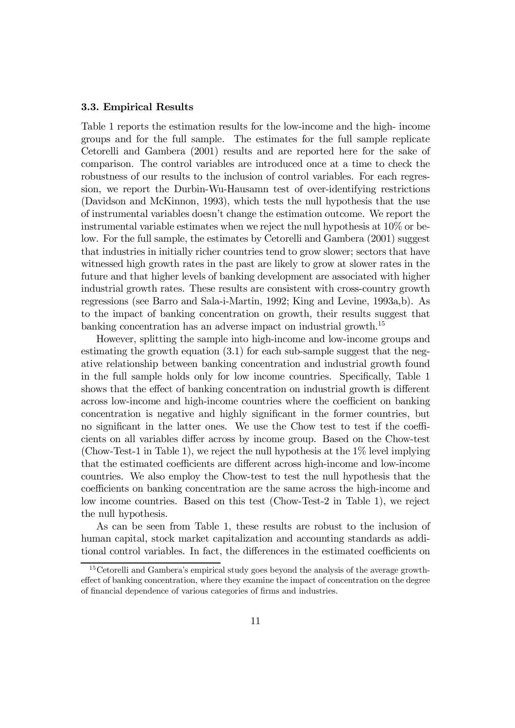### 3.3. Empirical Results

Table 1 reports the estimation results for the low-income and the high- income groups and for the full sample. The estimates for the full sample replicate Cetorelli and Gambera (2001) results and are reported here for the sake of comparison. The control variables are introduced once at a time to check the robustness of our results to the inclusion of control variables. For each regression, we report the Durbin-Wu-Hausamn test of over-identifying restrictions (Davidson and McKinnon, 1993), which tests the null hypothesis that the use of instrumental variables doesn't change the estimation outcome. We report the instrumental variable estimates when we reject the null hypothesis at 10% or below. For the full sample, the estimates by Cetorelli and Gambera (2001) suggest that industries in initially richer countries tend to grow slower; sectors that have witnessed high growth rates in the past are likely to grow at slower rates in the future and that higher levels of banking development are associated with higher industrial growth rates. These results are consistent with cross-country growth regressions (see Barro and Sala-i-Martin, 1992; King and Levine, 1993a,b). As to the impact of banking concentration on growth, their results suggest that banking concentration has an adverse impact on industrial growth.[15]

However, splitting the sample into high-income and low-income groups and estimating the growth equation (3.1) for each sub-sample suggest that the negative relationship between banking concentration and industrial growth found in the full sample holds only for low income countries. Specifically, Table 1 shows that the effect of banking concentration on industrial growth is different across low-income and high-income countries where the coefficient on banking concentration is negative and highly significant in the former countries, but no significant in the latter ones. We use the Chow test to test if the coefficients on all variables differ across by income group. Based on the Chow-test (Chow-Test-1 in Table 1), we reject the null hypothesis at the 1% level implying that the estimated coefficients are different across high-income and low-income countries. We also employ the Chow-test to test the null hypothesis that the coefficients on banking concentration are the same across the high-income and low income countries. Based on this test (Chow-Test-2 in Table 1), we reject the null hypothesis.

As can be seen from Table 1, these results are robust to the inclusion of human capital, stock market capitalization and accounting standards as additional control variables. In fact, the differences in the estimated coefficients on

[15] Cetorelli and Gambera's empirical study goes beyond the analysis of the average growth-effect of banking concentration, where they examine the impact of concentration on the degree of financial dependence of various categories of firms and industries.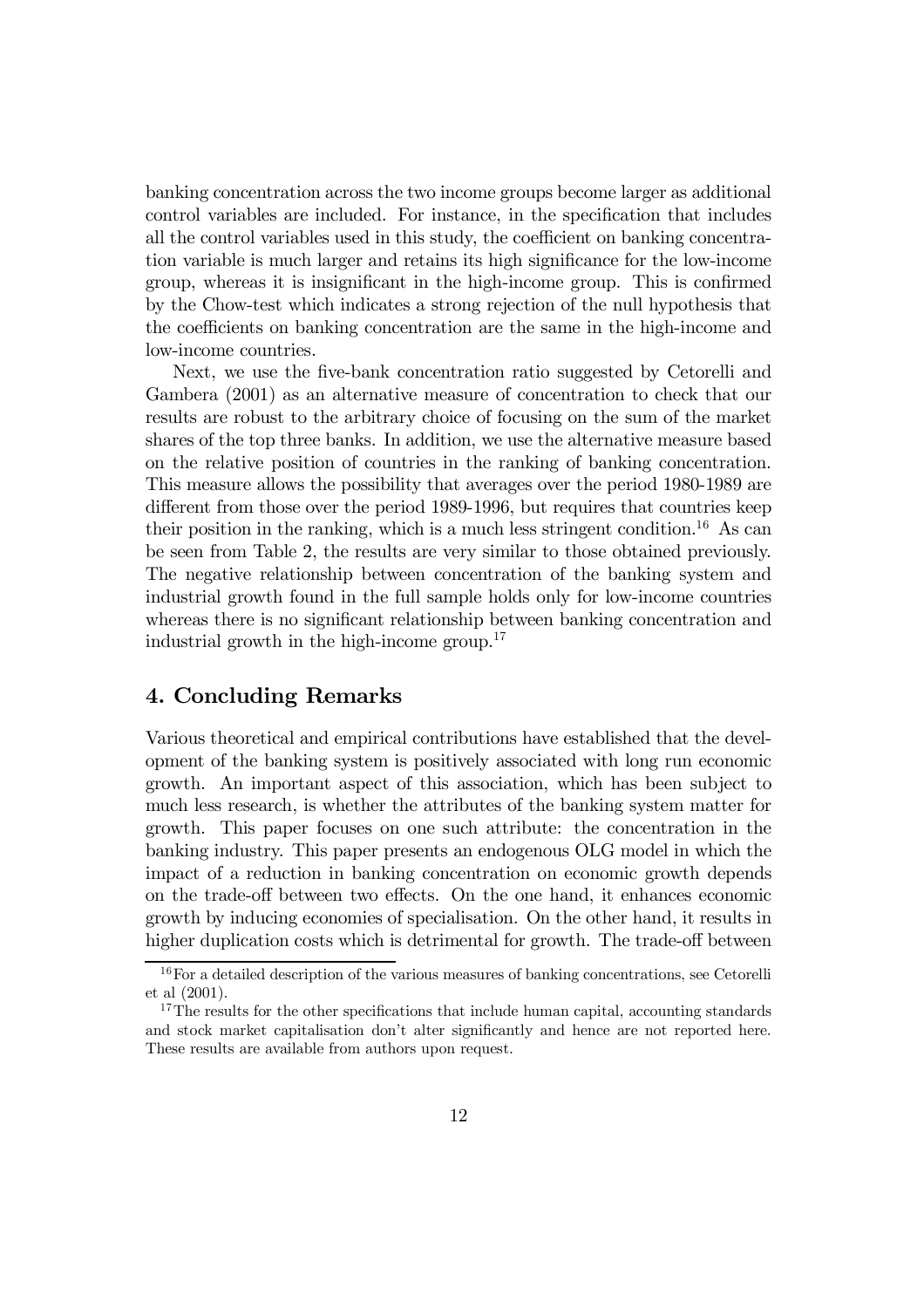banking concentration across the two income groups become larger as additional control variables are included. For instance, in the specification that includes all the control variables used in this study, the coefficient on banking concentration variable is much larger and retains its high significance for the low-income group, whereas it is insignificant in the high-income group. This is confirmed by the Chow-test which indicates a strong rejection of the null hypothesis that the coefficients on banking concentration are the same in the high-income and low-income countries.

Next, we use the five-bank concentration ratio suggested by Cetorelli and Gambera (2001) as an alternative measure of concentration to check that our results are robust to the arbitrary choice of focusing on the sum of the market shares of the top three banks. In addition, we use the alternative measure based on the relative position of countries in the ranking of banking concentration. This measure allows the possibility that averages over the period 1980-1989 are different from those over the period 1989-1996, but requires that countries keep their position in the ranking, which is a much less stringent condition.[16] As can be seen from Table 2, the results are very similar to those obtained previously. The negative relationship between concentration of the banking system and industrial growth found in the full sample holds only for low-income countries whereas there is no significant relationship between banking concentration and industrial growth in the high-income group.[17]

## 4. Concluding Remarks

Various theoretical and empirical contributions have established that the development of the banking system is positively associated with long run economic growth. An important aspect of this association, which has been subject to much less research, is whether the attributes of the banking system matter for growth. This paper focuses on one such attribute: the concentration in the banking industry. This paper presents an endogenous OLG model in which the impact of a reduction in banking concentration on economic growth depends on the trade-off between two effects. On the one hand, it enhances economic growth by inducing economies of specialisation. On the other hand, it results in higher duplication costs which is detrimental for growth. The trade-off between

[16] For a detailed description of the various measures of banking concentrations, see Cetorelli et al (2001).

[17] The results for the other specifications that include human capital, accounting standards and stock market capitalisation don't alter significantly and hence are not reported here. These results are available from authors upon request.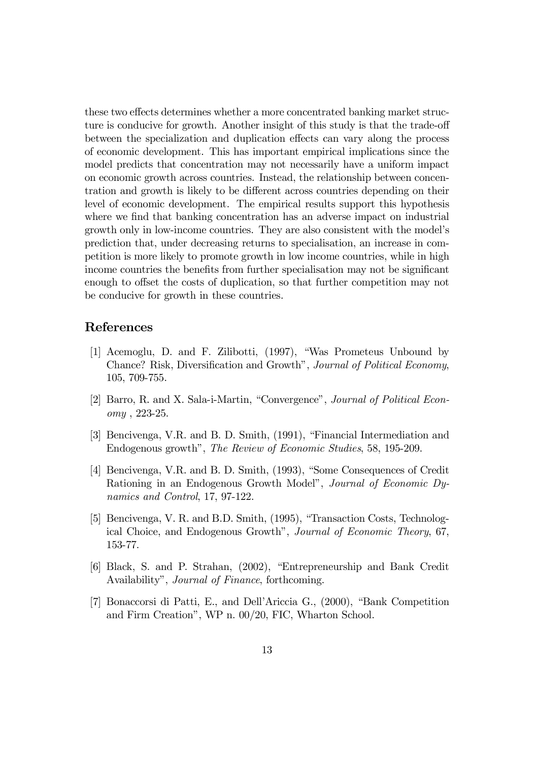these two effects determines whether a more concentrated banking market structure is conducive for growth. Another insight of this study is that the trade-off between the specialization and duplication effects can vary along the process of economic development. This has important empirical implications since the model predicts that concentration may not necessarily have a uniform impact on economic growth across countries. Instead, the relationship between concentration and growth is likely to be different across countries depending on their level of economic development. The empirical results support this hypothesis where we find that banking concentration has an adverse impact on industrial growth only in low-income countries. They are also consistent with the model's prediction that, under decreasing returns to specialisation, an increase in competition is more likely to promote growth in low income countries, while in high income countries the benefits from further specialisation may not be significant enough to offset the costs of duplication, so that further competition may not be conducive for growth in these countries.

## References

[1] Acemoglu, D. and F. Zilibotti, (1997), "Was Prometeus Unbound by Chance? Risk, Diversification and Growth", *Journal of Political Economy*, 105, 709-755.

[2] Barro, R. and X. Sala-i-Martin, "Convergence", *Journal of Political Economy* , 223-25.

[3] Bencivenga, V.R. and B. D. Smith, (1991), "Financial Intermediation and Endogenous growth", *The Review of Economic Studies*, 58, 195-209.

[4] Bencivenga, V.R. and B. D. Smith, (1993), "Some Consequences of Credit Rationing in an Endogenous Growth Model", *Journal of Economic Dynamics and Control*, 17, 97-122.

[5] Bencivenga, V. R. and B.D. Smith, (1995), "Transaction Costs, Technological Choice, and Endogenous Growth", *Journal of Economic Theory*, 67, 153-77.

[6] Black, S. and P. Strahan, (2002), "Entrepreneurship and Bank Credit Availability", *Journal of Finance*, forthcoming.

[7] Bonaccorsi di Patti, E., and Dell'Ariccia G., (2000), "Bank Competition and Firm Creation", WP n. 00/20, FIC, Wharton School.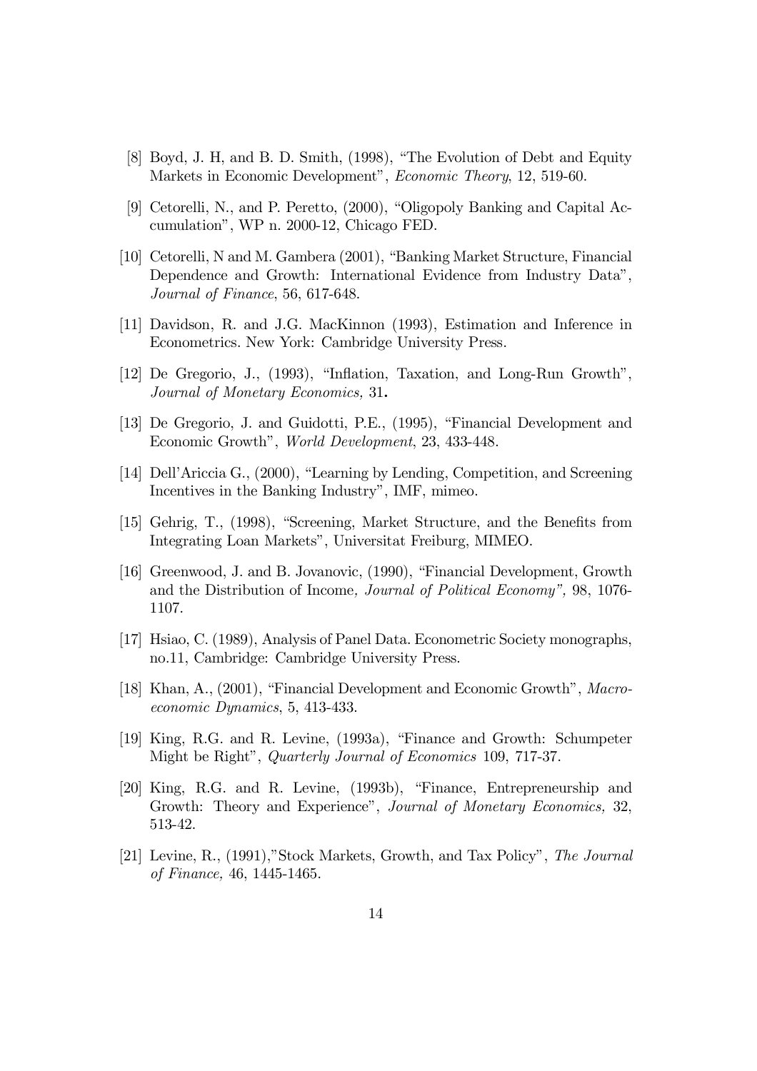[8] Boyd, J. H, and B. D. Smith, (1998), "The Evolution of Debt and Equity Markets in Economic Development", *Economic Theory*, 12, 519-60.

[9] Cetorelli, N., and P. Peretto, (2000), "Oligopoly Banking and Capital Accumulation", WP n. 2000-12, Chicago FED.

[10] Cetorelli, N and M. Gambera (2001), "Banking Market Structure, Financial Dependence and Growth: International Evidence from Industry Data", *Journal of Finance*, 56, 617-648.

[11] Davidson, R. and J.G. MacKinnon (1993), Estimation and Inference in Econometrics. New York: Cambridge University Press.

[12] De Gregorio, J., (1993), "Inflation, Taxation, and Long-Run Growth", *Journal of Monetary Economics,* 31**.**

[13] De Gregorio, J. and Guidotti, P.E., (1995), "Financial Development and Economic Growth", *World Development*, 23, 433-448.

[14] Dell'Ariccia G., (2000), "Learning by Lending, Competition, and Screening Incentives in the Banking Industry", IMF, mimeo.

[15] Gehrig, T., (1998), "Screening, Market Structure, and the Benefits from Integrating Loan Markets", Universitat Freiburg, MIMEO.

[16] Greenwood, J. and B. Jovanovic, (1990), "Financial Development, Growth and the Distribution of Income*, Journal of Political Economy",* 98, 1076-1107.

[17] Hsiao, C. (1989), Analysis of Panel Data. Econometric Society monographs, no.11, Cambridge: Cambridge University Press.

[18] Khan, A., (2001), "Financial Development and Economic Growth", *Macroeconomic Dynamics*, 5, 413-433.

[19] King, R.G. and R. Levine, (1993a), "Finance and Growth: Schumpeter Might be Right", *Quarterly Journal of Economics* 109, 717-37.

[20] King, R.G. and R. Levine, (1993b), "Finance, Entrepreneurship and Growth: Theory and Experience", *Journal of Monetary Economics,* 32, 513-42.

[21] Levine, R., (1991),"Stock Markets, Growth, and Tax Policy", *The Journal of Finance,* 46, 1445-1465.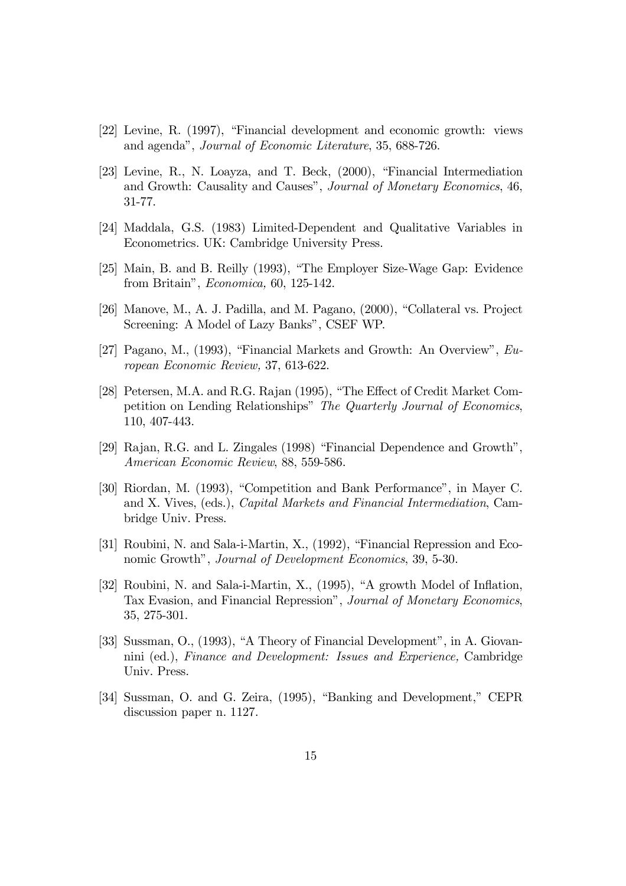[22] Levine, R. (1997), "Financial development and economic growth: views and agenda", *Journal of Economic Literature*, 35, 688-726.

[23] Levine, R., N. Loayza, and T. Beck, (2000), "Financial Intermediation and Growth: Causality and Causes", *Journal of Monetary Economics*, 46, 31-77.

[24] Maddala, G.S. (1983) Limited-Dependent and Qualitative Variables in Econometrics. UK: Cambridge University Press.

[25] Main, B. and B. Reilly (1993), "The Employer Size-Wage Gap: Evidence from Britain", *Economica,* 60, 125-142.

[26] Manove, M., A. J. Padilla, and M. Pagano, (2000), "Collateral vs. Project Screening: A Model of Lazy Banks", CSEF WP.

[27] Pagano, M., (1993), "Financial Markets and Growth: An Overview", *European Economic Review,* 37, 613-622.

[28] Petersen, M.A. and R.G. Rajan (1995), "The Effect of Credit Market Competition on Lending Relationships" *The Quarterly Journal of Economics*, 110, 407-443.

[29] Rajan, R.G. and L. Zingales (1998) "Financial Dependence and Growth", *American Economic Review*, 88, 559-586.

[30] Riordan, M. (1993), "Competition and Bank Performance", in Mayer C. and X. Vives, (eds.), *Capital Markets and Financial Intermediation*, Cambridge Univ. Press.

[31] Roubini, N. and Sala-i-Martin, X., (1992), "Financial Repression and Economic Growth", *Journal of Development Economics*, 39, 5-30.

[32] Roubini, N. and Sala-i-Martin, X., (1995), "A growth Model of Inflation, Tax Evasion, and Financial Repression", *Journal of Monetary Economics*, 35, 275-301.

[33] Sussman, O., (1993), "A Theory of Financial Development", in A. Giovannini (ed.), *Finance and Development: Issues and Experience,* Cambridge Univ. Press.

[34] Sussman, O. and G. Zeira, (1995), "Banking and Development," CEPR discussion paper n. 1127.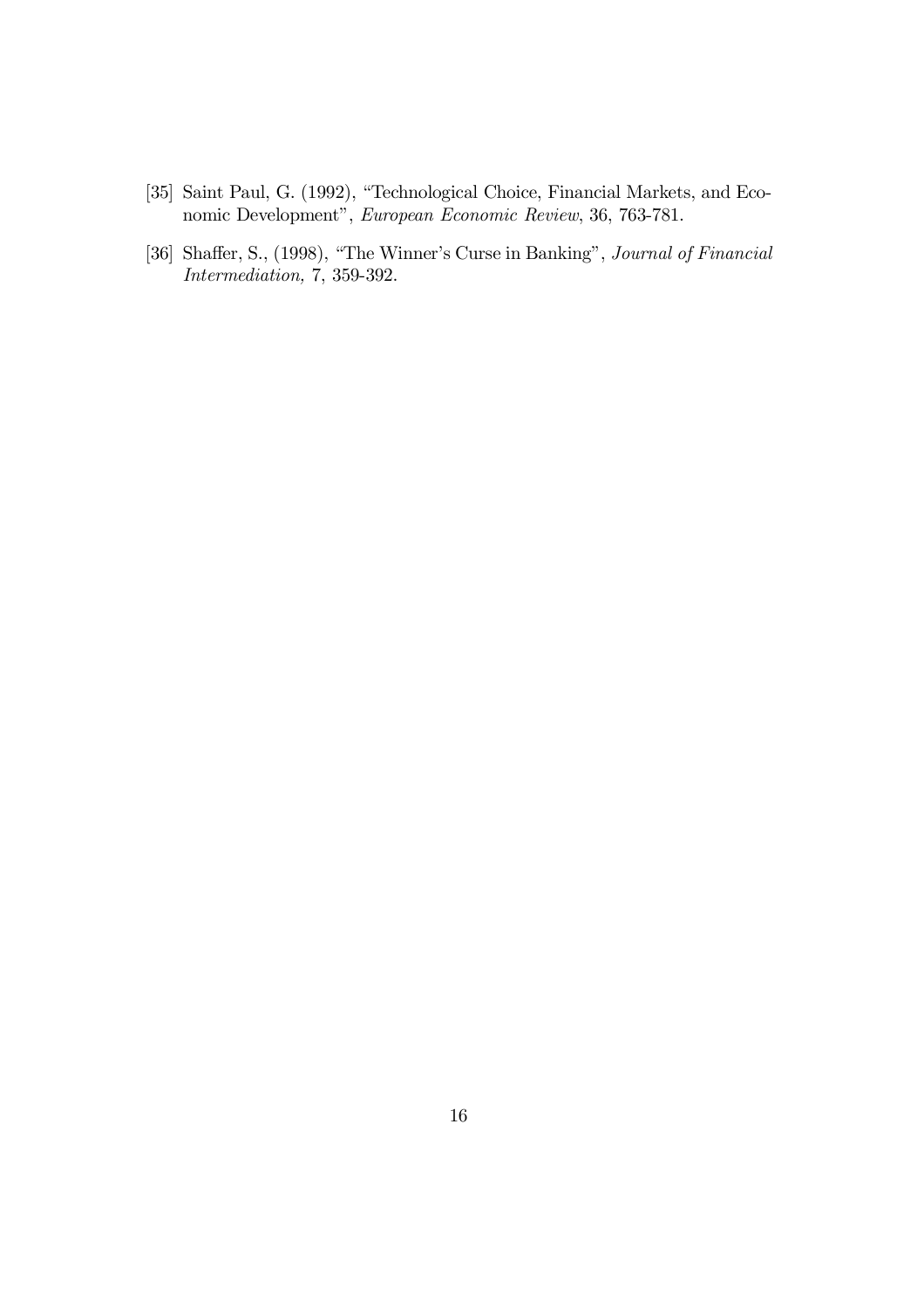[35] Saint Paul, G. (1992), "Technological Choice, Financial Markets, and Economic Development", *European Economic Review*, 36, 763-781.

[36] Shaffer, S., (1998), "The Winner's Curse in Banking", *Journal of Financial Intermediation,* 7, 359-392.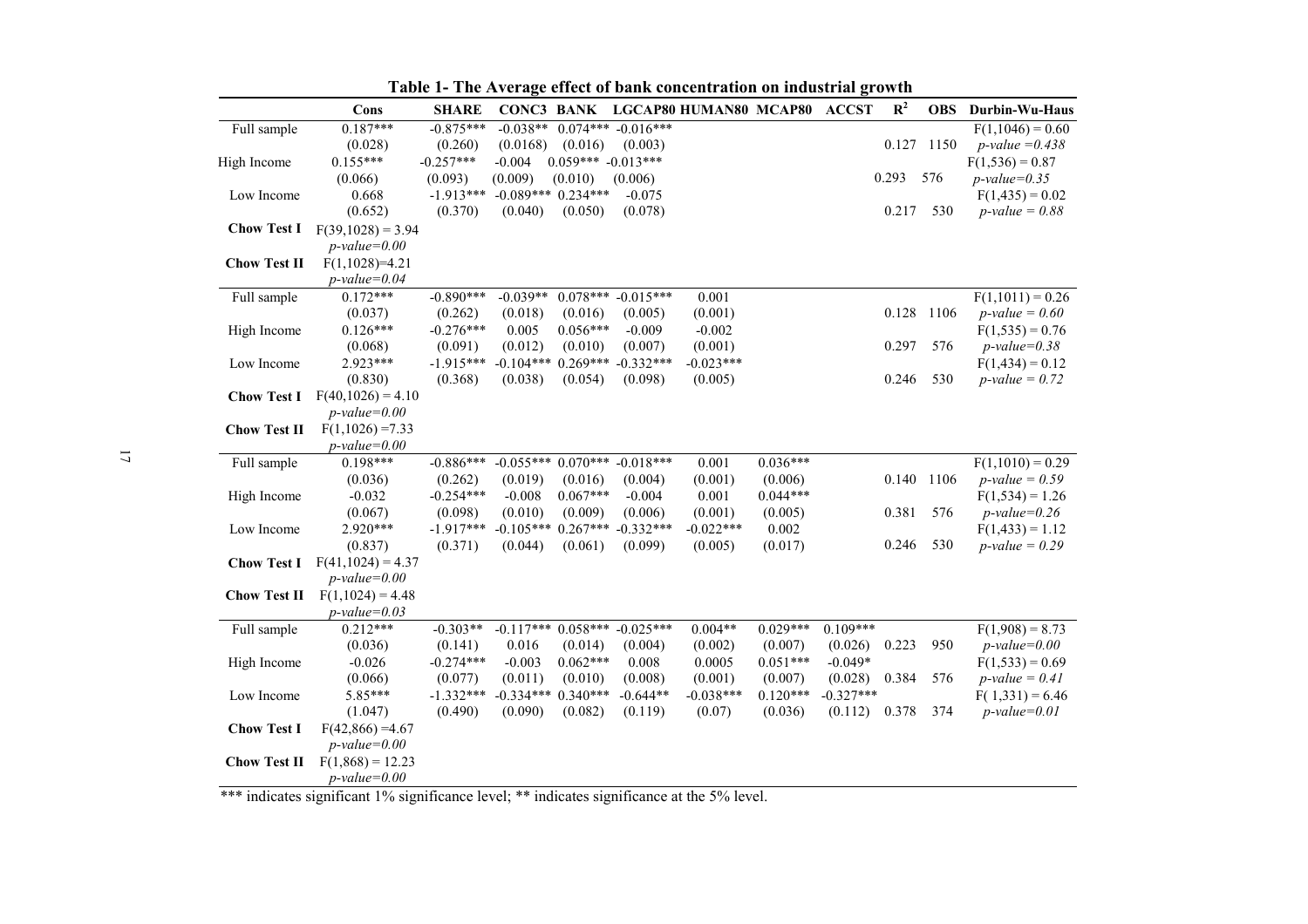**Table 1- The Average effect of bank concentration on industrial growth**

| | Cons | SHARE | CONC3 | BANK | LGCAP80 | HUMAN80 | MCAP80 | ACCST | $R^2$ | OBS | Durbin-Wu-Haus |
|---|---|---|---|---|---|---|---|---|---|---|---|
| Full sample | 0.187*** | -0.875*** | -0.038** | 0.074*** | -0.016*** | | | | | | $F(1,1046) = 0.60$ |
| | (0.028) | (0.260) | (0.0168) | (0.016) | (0.003) | | | | 0.127 | 1150 | *p-value =0.438* |
| High Income | 0.155*** | -0.257*** | -0.004 | 0.059*** | -0.013*** | | | | | | $F(1,536) = 0.87$ |
| | (0.066) | (0.093) | (0.009) | (0.010) | (0.006) | | | | 0.293 | 576 | *p-value=0.35* |
| Low Income | 0.668 | -1.913*** | -0.089*** | 0.234*** | -0.075 | | | | | | $F(1,435) = 0.02$ |
| | (0.652) | (0.370) | (0.040) | (0.050) | (0.078) | | | | 0.217 | 530 | *p-value = 0.88* |
| **Chow Test I** | $F(39,1028) = 3.94$ *p-value=0.00* | | | | | | | | | | |
| **Chow Test II** | $F(1,1028)$=4.21 *p-value=0.04* | | | | | | | | | | |
| Full sample | 0.172*** | -0.890*** | -0.039** | 0.078*** | -0.015*** | 0.001 | | | | | $F(1,1011) = 0.26$ |
| | (0.037) | (0.262) | (0.018) | (0.016) | (0.005) | (0.001) | | | 0.128 | 1106 | *p-value = 0.60* |
| High Income | 0.126*** | -0.276*** | 0.005 | 0.056*** | -0.009 | -0.002 | | | | | $F(1,535) = 0.76$ |
| | (0.068) | (0.091) | (0.012) | (0.010) | (0.007) | (0.001) | | | 0.297 | 576 | *p-value=0.38* |
| Low Income | 2.923*** | -1.915*** | -0.104*** | 0.269*** | -0.332*** | -0.023*** | | | | | $F(1,434) = 0.12$ |
| | (0.830) | (0.368) | (0.038) | (0.054) | (0.098) | (0.005) | | | 0.246 | 530 | *p-value = 0.72* |
| **Chow Test I** | $F(40,1026) = 4.10$ *p-value=0.00* | | | | | | | | | | |
| **Chow Test II** | $F(1,1026)$ =7.33 *p-value=0.00* | | | | | | | | | | |
| Full sample | 0.198*** | -0.886*** | -0.055*** | 0.070*** | -0.018*** | 0.001 | 0.036*** | | | | $F(1,1010) = 0.29$ |
| | (0.036) | (0.262) | (0.019) | (0.016) | (0.004) | (0.001) | (0.006) | | 0.140 | 1106 | *p-value = 0.59* |
| High Income | -0.032 | -0.254*** | -0.008 | 0.067*** | -0.004 | 0.001 | 0.044*** | | | | $F(1,534) = 1.26$ |
| | (0.067) | (0.098) | (0.010) | (0.009) | (0.006) | (0.001) | (0.005) | | 0.381 | 576 | *p-value=0.26* |
| Low Income | 2.920*** | -1.917*** | -0.105*** | 0.267*** | -0.332*** | -0.022*** | 0.002 | | | | $F(1,433) = 1.12$ |
| | (0.837) | (0.371) | (0.044) | (0.061) | (0.099) | (0.005) | (0.017) | | 0.246 | 530 | *p-value = 0.29* |
| **Chow Test I** | $F(41,1024) = 4.37$ *p-value=0.00* | | | | | | | | | | |
| **Chow Test II** | $F(1,1024) = 4.48$ *p-value=0.03* | | | | | | | | | | |
| Full sample | 0.212*** | -0.303** | -0.117*** | 0.058*** | -0.025*** | 0.004** | 0.029*** | 0.109*** | | | $F(1,908) = 8.73$ |
| | (0.036) | (0.141) | 0.016 | (0.014) | (0.004) | (0.002) | (0.007) | (0.026) | 0.223 | 950 | *p-value=0.00* |
| High Income | -0.026 | -0.274*** | -0.003 | 0.062*** | 0.008 | 0.0005 | 0.051*** | -0.049* | | | $F(1,533) = 0.69$ |
| | (0.066) | (0.077) | (0.011) | (0.010) | (0.008) | (0.001) | (0.007) | (0.028) | 0.384 | 576 | *p-value = 0.41* |
| Low Income | 5.85*** | -1.332*** | -0.334*** | 0.340*** | -0.644** | -0.038*** | 0.120*** | -0.327*** | | | $F(1,331) = 6.46$ |
| | (1.047) | (0.490) | (0.090) | (0.082) | (0.119) | (0.07) | (0.036) | (0.112) | 0.378 | 374 | *p-value=0.01* |
| **Chow Test I** | $F(42,866)$ =4.67 *p-value=0.00* | | | | | | | | | | |
| **Chow Test II** | $F(1,868) = 12.23$ *p-value=0.00* | | | | | | | | | | |

*** indicates significant 1% significance level; ** indicates significance at the 5% level.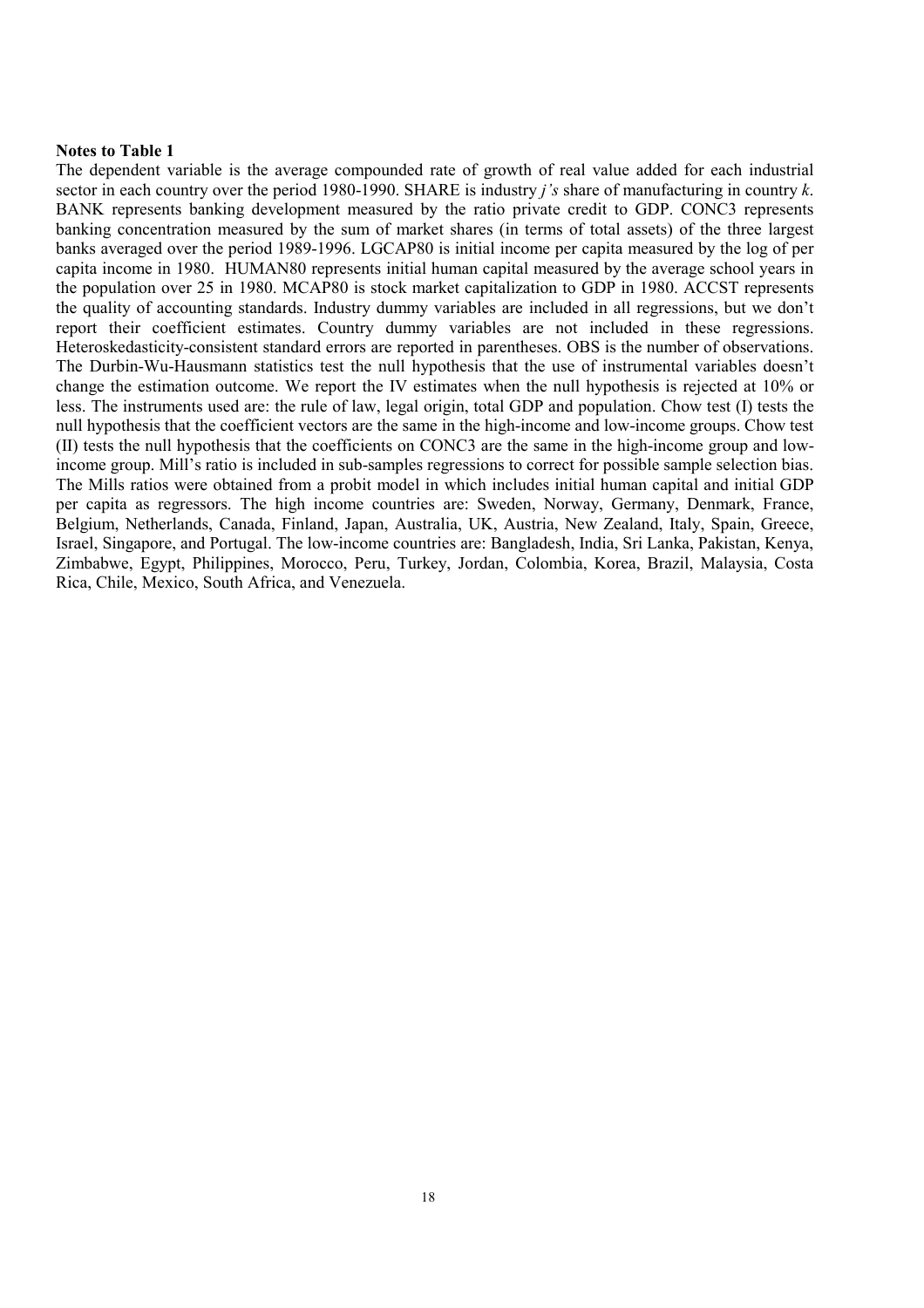**Notes to Table 1**

The dependent variable is the average compounded rate of growth of real value added for each industrial sector in each country over the period 1980-1990. SHARE is industry *j's* share of manufacturing in country *k*. BANK represents banking development measured by the ratio private credit to GDP. CONC3 represents banking concentration measured by the sum of market shares (in terms of total assets) of the three largest banks averaged over the period 1989-1996. LGCAP80 is initial income per capita measured by the log of per capita income in 1980. HUMAN80 represents initial human capital measured by the average school years in the population over 25 in 1980. MCAP80 is stock market capitalization to GDP in 1980. ACCST represents the quality of accounting standards. Industry dummy variables are included in all regressions, but we don't report their coefficient estimates. Country dummy variables are not included in these regressions. Heteroskedasticity-consistent standard errors are reported in parentheses. OBS is the number of observations. The Durbin-Wu-Hausmann statistics test the null hypothesis that the use of instrumental variables doesn't change the estimation outcome. We report the IV estimates when the null hypothesis is rejected at 10% or less. The instruments used are: the rule of law, legal origin, total GDP and population. Chow test (I) tests the null hypothesis that the coefficient vectors are the same in the high-income and low-income groups. Chow test (II) tests the null hypothesis that the coefficients on CONC3 are the same in the high-income group and low-income group. Mill's ratio is included in sub-samples regressions to correct for possible sample selection bias. The Mills ratios were obtained from a probit model in which includes initial human capital and initial GDP per capita as regressors. The high income countries are: Sweden, Norway, Germany, Denmark, France, Belgium, Netherlands, Canada, Finland, Japan, Australia, UK, Austria, New Zealand, Italy, Spain, Greece, Israel, Singapore, and Portugal. The low-income countries are: Bangladesh, India, Sri Lanka, Pakistan, Kenya, Zimbabwe, Egypt, Philippines, Morocco, Peru, Turkey, Jordan, Colombia, Korea, Brazil, Malaysia, Costa Rica, Chile, Mexico, South Africa, and Venezuela.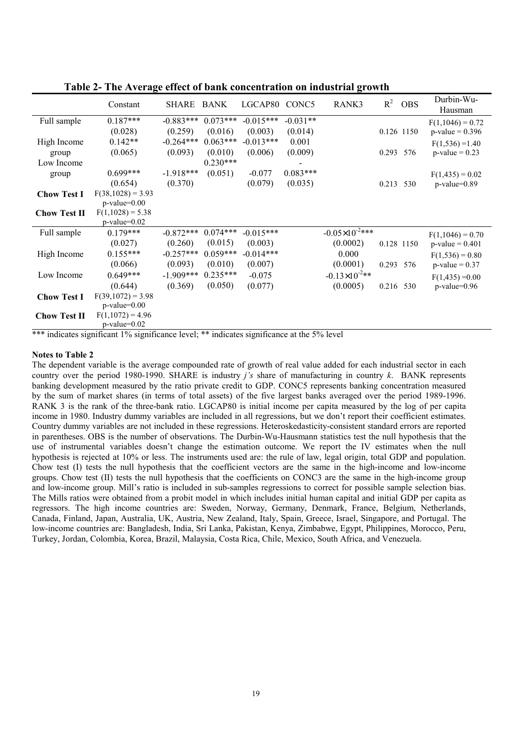**Table 2- The Average effect of bank concentration on industrial growth**

| | Constant | SHARE | BANK | LGCAP80 | CONC5 | RANK3 | $R^2$ | OBS | Durbin-Wu-Hausman |
|---|---|---|---|---|---|---|---|---|---|
| Full sample | 0.187*** | -0.883*** | 0.073*** | -0.015*** | -0.031** | | | | $F(1,1046) = 0.72$ |
| | (0.028) | (0.259) | (0.016) | (0.003) | (0.014) | | 0.126 | 1150 | p-value = 0.396 |
| High Income group | 0.142** | -0.264*** | 0.063*** | -0.013*** | 0.001 | | | | $F(1,536) = 1.40$ |
| | (0.065) | (0.093) | (0.010) | (0.006) | (0.009) | | 0.293 | 576 | p-value = 0.23 |
| Low Income group | 0.699*** | -1.918*** | 0.230*** | -0.077 | -0.083*** | | | | $F(1,435) = 0.02$ |
| | (0.654) | (0.370) | (0.051) | (0.079) | (0.035) | | 0.213 | 530 | p-value=0.89 |
| **Chow Test I** | $F(38,1028) = 3.93$ p-value=0.00 | | | | | | | | |
| **Chow Test II** | $F(1,1028) = 5.38$ p-value=0.02 | | | | | | | | |
| Full sample | 0.179*** | -0.872*** | 0.074*** | -0.015*** | | $-0.05\times10^{-2}$*** | | | $F(1,1046) = 0.70$ |
| | (0.027) | (0.260) | (0.015) | (0.003) | | (0.0002) | 0.128 | 1150 | p-value = 0.401 |
| High Income | 0.155*** | -0.257*** | 0.059*** | -0.014*** | | 0.000 | | | $F(1,536) = 0.80$ |
| | (0.066) | (0.093) | (0.010) | (0.007) | | (0.0001) | 0.293 | 576 | p-value = 0.37 |
| Low Income | 0.649*** | -1.909*** | 0.235*** | -0.075 | | $-0.13\times10^{-2}$** | | | $F(1,435) = 0.00$ |
| | (0.644) | (0.369) | (0.050) | (0.077) | | (0.0005) | 0.216 | 530 | p-value=0.96 |
| **Chow Test I** | $F(39,1072) = 3.98$ p-value=0.00 | | | | | | | | |
| **Chow Test II** | $F(1,1072) = 4.96$ p-value=0.02 | | | | | | | | |

*** indicates significant 1% significance level; ** indicates significance at the 5% level

**Notes to Table 2**

The dependent variable is the average compounded rate of growth of real value added for each industrial sector in each country over the period 1980-1990. SHARE is industry *j's* share of manufacturing in country *k*. BANK represents banking development measured by the ratio private credit to GDP. CONC5 represents banking concentration measured by the sum of market shares (in terms of total assets) of the five largest banks averaged over the period 1989-1996. RANK 3 is the rank of the three-bank ratio. LGCAP80 is initial income per capita measured by the log of per capita income in 1980. Industry dummy variables are included in all regressions, but we don't report their coefficient estimates. Country dummy variables are not included in these regressions. Heteroskedasticity-consistent standard errors are reported in parentheses. OBS is the number of observations. The Durbin-Wu-Hausmann statistics test the null hypothesis that the use of instrumental variables doesn't change the estimation outcome. We report the IV estimates when the null hypothesis is rejected at 10% or less. The instruments used are: the rule of law, legal origin, total GDP and population. Chow test (I) tests the null hypothesis that the coefficient vectors are the same in the high-income and low-income groups. Chow test (II) tests the null hypothesis that the coefficients on CONC3 are the same in the high-income group and low-income group. Mill's ratio is included in sub-samples regressions to correct for possible sample selection bias. The Mills ratios were obtained from a probit model in which includes initial human capital and initial GDP per capita as regressors. The high income countries are: Sweden, Norway, Germany, Denmark, France, Belgium, Netherlands, Canada, Finland, Japan, Australia, UK, Austria, New Zealand, Italy, Spain, Greece, Israel, Singapore, and Portugal. The low-income countries are: Bangladesh, India, Sri Lanka, Pakistan, Kenya, Zimbabwe, Egypt, Philippines, Morocco, Peru, Turkey, Jordan, Colombia, Korea, Brazil, Malaysia, Costa Rica, Chile, Mexico, South Africa, and Venezuela.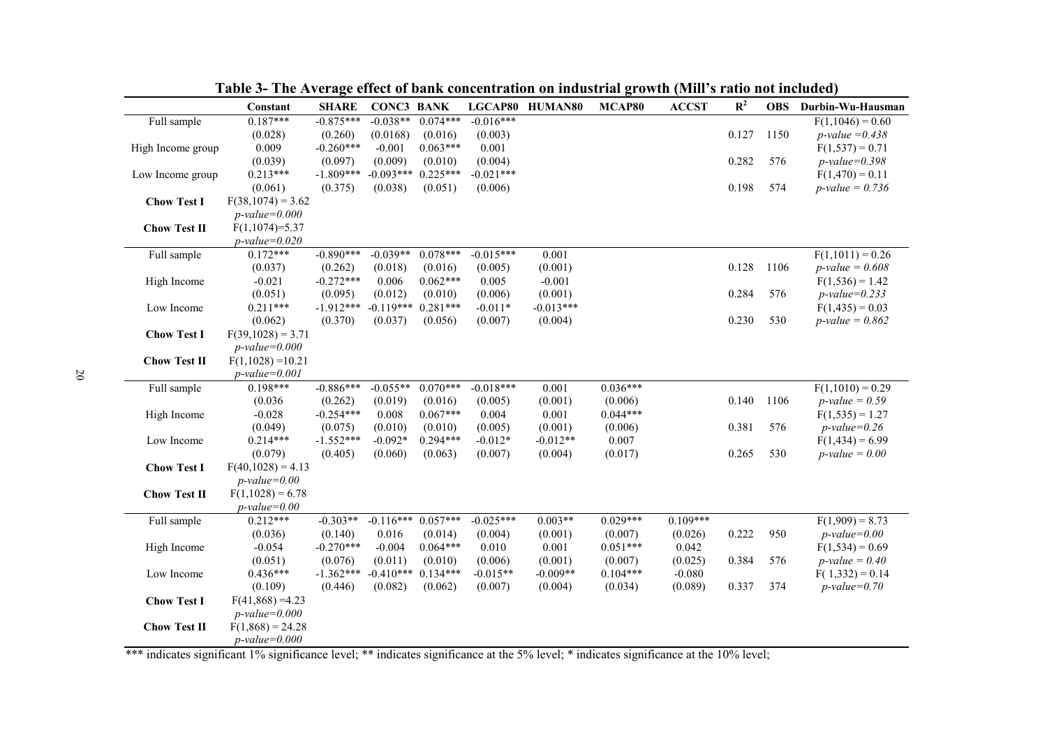**Table 3- The Average effect of bank concentration on industrial growth (Mill's ratio not included)**

| | Constant | SHARE | CONC3 | BANK | LGCAP80 | HUMAN80 | MCAP80 | ACCST | $R^2$ | OBS | Durbin-Wu-Hausman |
|---|---|---|---|---|---|---|---|---|---|---|---|
| Full sample | 0.187*** | -0.875*** | -0.038** | 0.074*** | -0.016*** | | | | | | $F(1,1046) = 0.60$ |
| | (0.028) | (0.260) | (0.0168) | (0.016) | (0.003) | | | | 0.127 | 1150 | *p-value =0.438* |
| High Income group | 0.009 | -0.260*** | -0.001 | 0.063*** | 0.001 | | | | | | $F(1,537) = 0.71$ |
| | (0.039) | (0.097) | (0.009) | (0.010) | (0.004) | | | | 0.282 | 576 | *p-value=0.398* |
| Low Income group | 0.213*** | -1.809*** | -0.093*** | 0.225*** | -0.021*** | | | | | | $F(1,470) = 0.11$ |
| | (0.061) | (0.375) | (0.038) | (0.051) | (0.006) | | | | 0.198 | 574 | *p-value = 0.736* |
| **Chow Test I** | $F(38,1074) = 3.62$ | | | | | | | | | | |
| | *p-value=0.000* | | | | | | | | | | |
| **Chow Test II** | $F(1,1074)=5.37$ | | | | | | | | | | |
| | *p-value=0.020* | | | | | | | | | | |
| Full sample | 0.172*** | -0.890*** | -0.039** | 0.078*** | -0.015*** | 0.001 | | | | | $F(1,1011) = 0.26$ |
| | (0.037) | (0.262) | (0.018) | (0.016) | (0.005) | (0.001) | | | 0.128 | 1106 | *p-value = 0.608* |
| High Income | -0.021 | -0.272*** | 0.006 | 0.062*** | 0.005 | -0.001 | | | | | $F(1,536) = 1.42$ |
| | (0.051) | (0.095) | (0.012) | (0.010) | (0.006) | (0.001) | | | 0.284 | 576 | *p-value=0.233* |
| Low Income | 0.211*** | -1.912*** | -0.119*** | 0.281*** | -0.011* | -0.013*** | | | | | $F(1,435) = 0.03$ |
| | (0.062) | (0.370) | (0.037) | (0.056) | (0.007) | (0.004) | | | 0.230 | 530 | *p-value = 0.862* |
| **Chow Test I** | $F(39,1028) = 3.71$ | | | | | | | | | | |
| | *p-value=0.000* | | | | | | | | | | |
| **Chow Test II** | $F(1,1028) =10.21$ | | | | | | | | | | |
| | *p-value=0.001* | | | | | | | | | | |
| Full sample | 0.198*** | -0.886*** | -0.055** | 0.070*** | -0.018*** | 0.001 | 0.036*** | | | | $F(1,1010) = 0.29$ |
| | (0.036 | (0.262) | (0.019) | (0.016) | (0.005) | (0.001) | (0.006) | | 0.140 | 1106 | *p-value = 0.59* |
| High Income | -0.028 | -0.254*** | 0.008 | 0.067*** | 0.004 | 0.001 | 0.044*** | | | | $F(1,535) = 1.27$ |
| | (0.049) | (0.075) | (0.010) | (0.010) | (0.005) | (0.001) | (0.006) | | 0.381 | 576 | *p-value=0.26* |
| Low Income | 0.214*** | -1.552*** | -0.092* | 0.294*** | -0.012* | -0.012** | 0.007 | | | | $F(1,434) = 6.99$ |
| | (0.079) | (0.405) | (0.060) | (0.063) | (0.007) | (0.004) | (0.017) | | 0.265 | 530 | *p-value = 0.00* |
| **Chow Test I** | $F(40,1028) = 4.13$ | | | | | | | | | | |
| | *p-value=0.00* | | | | | | | | | | |
| **Chow Test II** | $F(1,1028) = 6.78$ | | | | | | | | | | |
| | *p-value=0.00* | | | | | | | | | | |
| Full sample | 0.212*** | -0.303** | -0.116*** | 0.057*** | -0.025*** | 0.003** | 0.029*** | 0.109*** | | | $F(1,909) = 8.73$ |
| | (0.036) | (0.140) | 0.016 | (0.014) | (0.004) | (0.001) | (0.007) | (0.026) | 0.222 | 950 | *p-value=0.00* |
| High Income | -0.054 | -0.270*** | -0.004 | 0.064*** | 0.010 | 0.001 | 0.051*** | 0.042 | | | $F(1,534) = 0.69$ |
| | (0.051) | (0.076) | (0.011) | (0.010) | (0.006) | (0.001) | (0.007) | (0.025) | 0.384 | 576 | *p-value = 0.40* |
| Low Income | 0.436*** | -1.362*** | -0.410*** | 0.134*** | -0.015** | -0.009** | 0.104*** | -0.080 | | | $F( 1,332) = 0.14$ |
| | (0.109) | (0.446) | (0.082) | (0.062) | (0.007) | (0.004) | (0.034) | (0.089) | 0.337 | 374 | *p-value=0.70* |
| **Chow Test I** | $F(41,868) =4.23$ | | | | | | | | | | |
| | *p-value=0.000* | | | | | | | | | | |
| **Chow Test II** | $F(1,868) = 24.28$ | | | | | | | | | | |
| | *p-value=0.000* | | | | | | | | | | |

*** indicates significant 1% significance level; ** indicates significance at the 5% level; * indicates significance at the 10% level;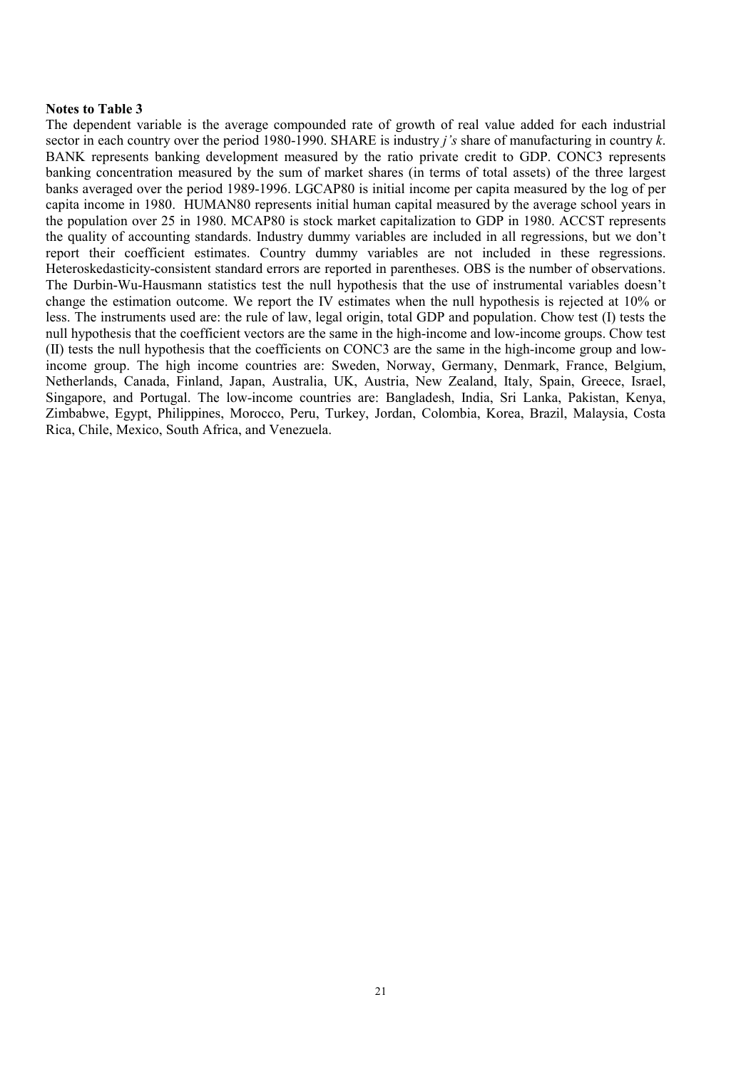**Notes to Table 3**

The dependent variable is the average compounded rate of growth of real value added for each industrial sector in each country over the period 1980-1990. SHARE is industry *j's* share of manufacturing in country *k*. BANK represents banking development measured by the ratio private credit to GDP. CONC3 represents banking concentration measured by the sum of market shares (in terms of total assets) of the three largest banks averaged over the period 1989-1996. LGCAP80 is initial income per capita measured by the log of per capita income in 1980. HUMAN80 represents initial human capital measured by the average school years in the population over 25 in 1980. MCAP80 is stock market capitalization to GDP in 1980. ACCST represents the quality of accounting standards. Industry dummy variables are included in all regressions, but we don't report their coefficient estimates. Country dummy variables are not included in these regressions. Heteroskedasticity-consistent standard errors are reported in parentheses. OBS is the number of observations. The Durbin-Wu-Hausmann statistics test the null hypothesis that the use of instrumental variables doesn't change the estimation outcome. We report the IV estimates when the null hypothesis is rejected at 10% or less. The instruments used are: the rule of law, legal origin, total GDP and population. Chow test (I) tests the null hypothesis that the coefficient vectors are the same in the high-income and low-income groups. Chow test (II) tests the null hypothesis that the coefficients on CONC3 are the same in the high-income group and low-income group. The high income countries are: Sweden, Norway, Germany, Denmark, France, Belgium, Netherlands, Canada, Finland, Japan, Australia, UK, Austria, New Zealand, Italy, Spain, Greece, Israel, Singapore, and Portugal. The low-income countries are: Bangladesh, India, Sri Lanka, Pakistan, Kenya, Zimbabwe, Egypt, Philippines, Morocco, Peru, Turkey, Jordan, Colombia, Korea, Brazil, Malaysia, Costa Rica, Chile, Mexico, South Africa, and Venezuela.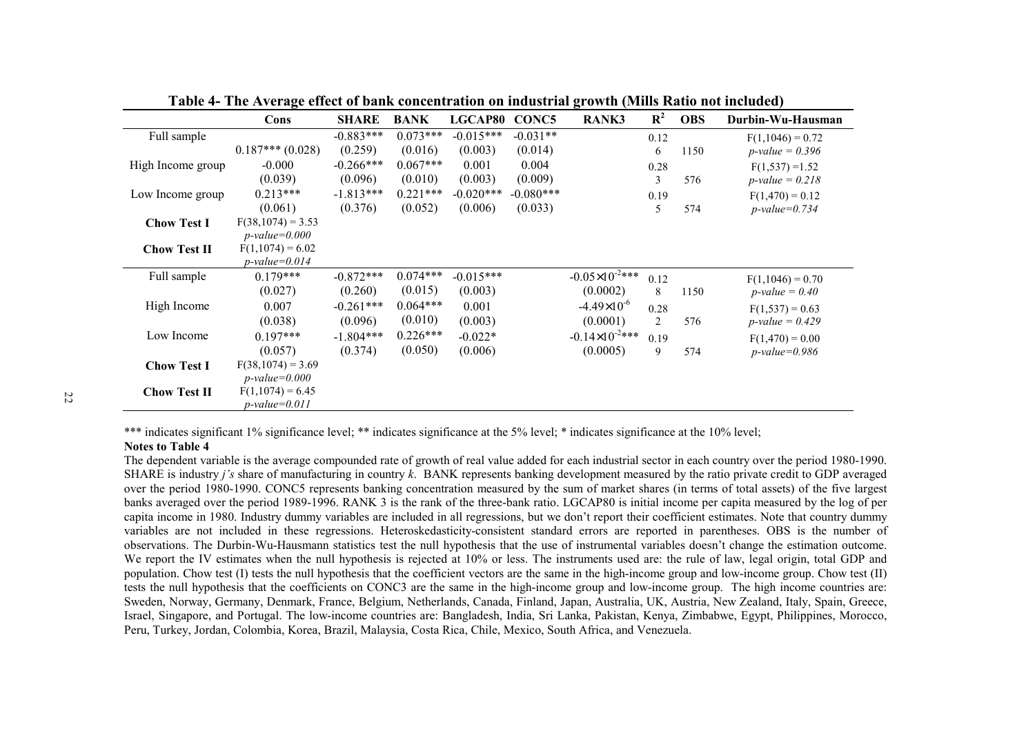**Table 4- The Average effect of bank concentration on industrial growth (Mills Ratio not included)**

| | Cons | SHARE | BANK | LGCAP80 | CONC5 | RANK3 | $R^2$ | OBS | Durbin-Wu-Hausman |
|---|---|---|---|---|---|---|---|---|---|
| Full sample | 0.187*** (0.028) | -0.883*** | 0.073*** | -0.015*** | -0.031** | | 0.126 | 1150 | $F(1,1046) = 0.72$ |
| | | (0.259) | (0.016) | (0.003) | (0.014) | | | | *p-value = 0.396* |
| High Income group | -0.000 | -0.266*** | 0.067*** | 0.001 | 0.004 | | 0.283 | 576 | $F(1,537) = 1.52$ |
| | (0.039) | (0.096) | (0.010) | (0.003) | (0.009) | | | | *p-value = 0.218* |
| Low Income group | 0.213*** | -1.813*** | 0.221*** | -0.020*** | -0.080*** | | 0.195 | 574 | $F(1,470) = 0.12$ |
| | (0.061) | (0.376) | (0.052) | (0.006) | (0.033) | | | | *p-value=0.734* |
| **Chow Test I** | $F(38,1074) = 3.53$ *p-value=0.000* | | | | | | | | |
| **Chow Test II** | $F(1,1074) = 6.02$ *p-value=0.014* | | | | | | | | |
| Full sample | 0.179*** | -0.872*** | 0.074*** | -0.015*** | | $-0.05\times10^{-2}$*** | 0.128 | 1150 | $F(1,1046) = 0.70$ |
| | (0.027) | (0.260) | (0.015) | (0.003) | | (0.0002) | | | *p-value = 0.40* |
| High Income | 0.007 | -0.261*** | 0.064*** | 0.001 | | $-4.49\times10^{-6}$ | 0.282 | 576 | $F(1,537) = 0.63$ |
| | (0.038) | (0.096) | (0.010) | (0.003) | | (0.0001) | | | *p-value = 0.429* |
| Low Income | 0.197*** | -1.804*** | 0.226*** | -0.022* | | $-0.14\times10^{-2}$*** | 0.199 | 574 | $F(1,470) = 0.00$ |
| | (0.057) | (0.374) | (0.050) | (0.006) | | (0.0005) | | | *p-value=0.986* |
| **Chow Test I** | $F(38,1074) = 3.69$ *p-value=0.000* | | | | | | | | |
| **Chow Test II** | $F(1,1074) = 6.45$ *p-value=0.011* | | | | | | | | |

*** indicates significant 1% significance level; ** indicates significance at the 5% level; * indicates significance at the 10% level;

**Notes to Table 4**

The dependent variable is the average compounded rate of growth of real value added for each industrial sector in each country over the period 1980-1990. SHARE is industry *j's* share of manufacturing in country *k*. BANK represents banking development measured by the ratio private credit to GDP averaged over the period 1980-1990. CONC5 represents banking concentration measured by the sum of market shares (in terms of total assets) of the five largest banks averaged over the period 1989-1996. RANK 3 is the rank of the three-bank ratio. LGCAP80 is initial income per capita measured by the log of per capita income in 1980. Industry dummy variables are included in all regressions, but we don't report their coefficient estimates. Note that country dummy variables are not included in these regressions. Heteroskedasticity-consistent standard errors are reported in parentheses. OBS is the number of observations. The Durbin-Wu-Hausman statistics test the null hypothesis that the use of instrumental variables doesn't change the estimation outcome. We report the IV estimates when the null hypothesis is rejected at 10% or less. The instruments used are: the rule of law, legal origin, total GDP and population. Chow test (I) tests the null hypothesis that the coefficient vectors are the same in the high-income group and low-income group. Chow test (II) tests the null hypothesis that the coefficients on CONC3 are the same in the high-income group and low-income group. The high income countries are: Sweden, Norway, Germany, Denmark, France, Belgium, Netherlands, Canada, Finland, Japan, Australia, UK, Austria, New Zealand, Italy, Spain, Greece, Israel, Singapore, and Portugal. The low-income countries are: Bangladesh, India, Sri Lanka, Pakistan, Kenya, Zimbabwe, Egypt, Philippines, Morocco, Peru, Turkey, Jordan, Colombia, Korea, Brazil, Malaysia, Costa Rica, Chile, Mexico, South Africa, and Venezuela.